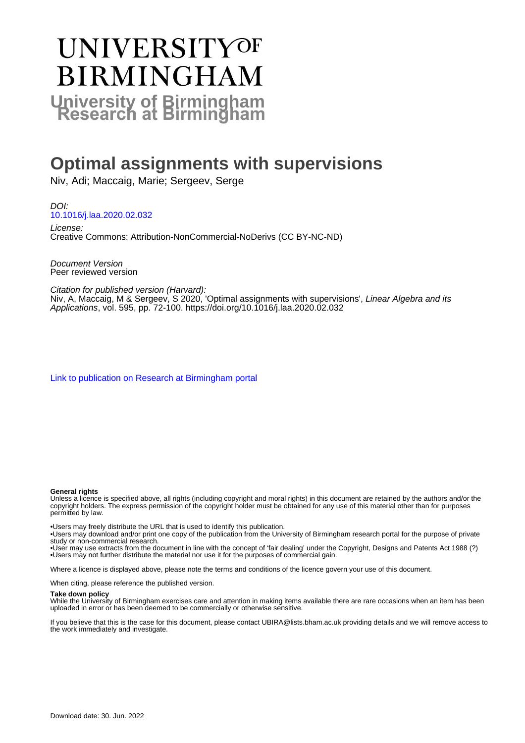# UNIVERSITY OF BIRMINGHAM

## University of Birmingham Research at Birmingham

# Optimal assignments with supervisions

Niv, Adi; Maccaig, Marie; Sergeev, Serge

*DOI:*
10.1016/j.laa.2020.02.032

*License:*
Creative Commons: Attribution-NonCommercial-NoDerivs (CC BY-NC-ND)

*Document Version*
Peer reviewed version

*Citation for published version (Harvard):*
Niv, A, Maccaig, M & Sergeev, S 2020, 'Optimal assignments with supervisions', *Linear Algebra and its Applications*, vol. 595, pp. 72-100. https://doi.org/10.1016/j.laa.2020.02.032

Link to publication on Research at Birmingham portal

**General rights**
Unless a licence is specified above, all rights (including copyright and moral rights) in this document are retained by the authors and/or the copyright holders. The express permission of the copyright holder must be obtained for any use of this material other than for purposes permitted by law.

•Users may freely distribute the URL that is used to identify this publication.
•Users may download and/or print one copy of the publication from the University of Birmingham research portal for the purpose of private study or non-commercial research.
•User may use extracts from the document in line with the concept of 'fair dealing' under the Copyright, Designs and Patents Act 1988 (?)
•Users may not further distribute the material nor use it for the purposes of commercial gain.

Where a licence is displayed above, please note the terms and conditions of the licence govern your use of this document.

When citing, please reference the published version.

**Take down policy**
While the University of Birmingham exercises care and attention in making items available there are rare occasions when an item has been uploaded in error or has been deemed to be commercially or otherwise sensitive.

If you believe that this is the case for this document, please contact UBIRA@lists.bham.ac.uk providing details and we will remove access to the work immediately and investigate.

Download date: 30. Jun. 2022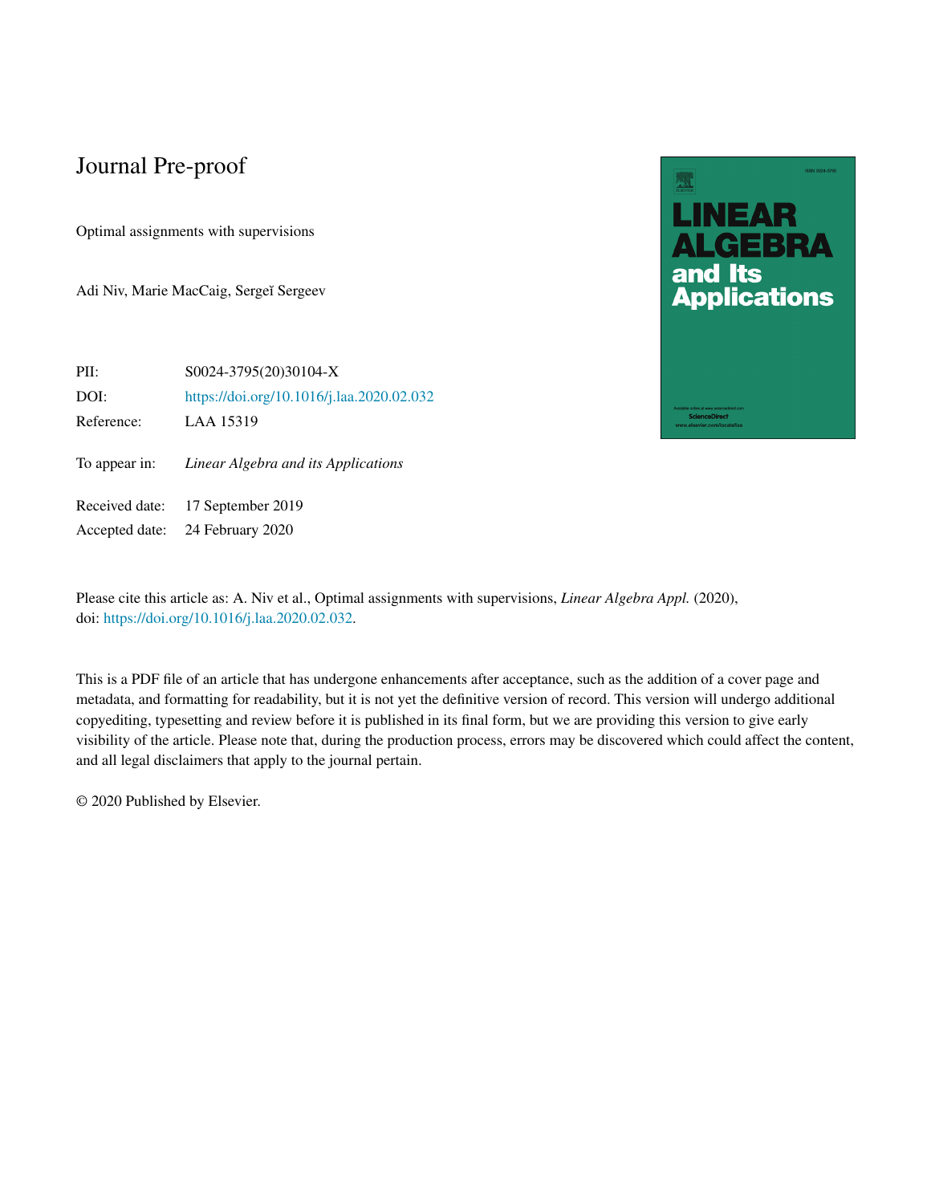# Journal Pre-proof

Optimal assignments with supervisions

Adi Niv, Marie MacCaig, Sergeĭ Sergeev

| | |
|---|---|
| PII: | S0024-3795(20)30104-X |
| DOI: | https://doi.org/10.1016/j.laa.2020.02.032 |
| Reference: | LAA 15319 |
| To appear in: | *Linear Algebra and its Applications* |
| Received date: | 17 September 2019 |
| Accepted date: | 24 February 2020 |

Please cite this article as: A. Niv et al., Optimal assignments with supervisions, *Linear Algebra Appl.* (2020), doi: https://doi.org/10.1016/j.laa.2020.02.032.

This is a PDF file of an article that has undergone enhancements after acceptance, such as the addition of a cover page and metadata, and formatting for readability, but it is not yet the definitive version of record. This version will undergo additional copyediting, typesetting and review before it is published in its final form, but we are providing this version to give early visibility of the article. Please note that, during the production process, errors may be discovered which could affect the content, and all legal disclaimers that apply to the journal pertain.

© 2020 Published by Elsevier.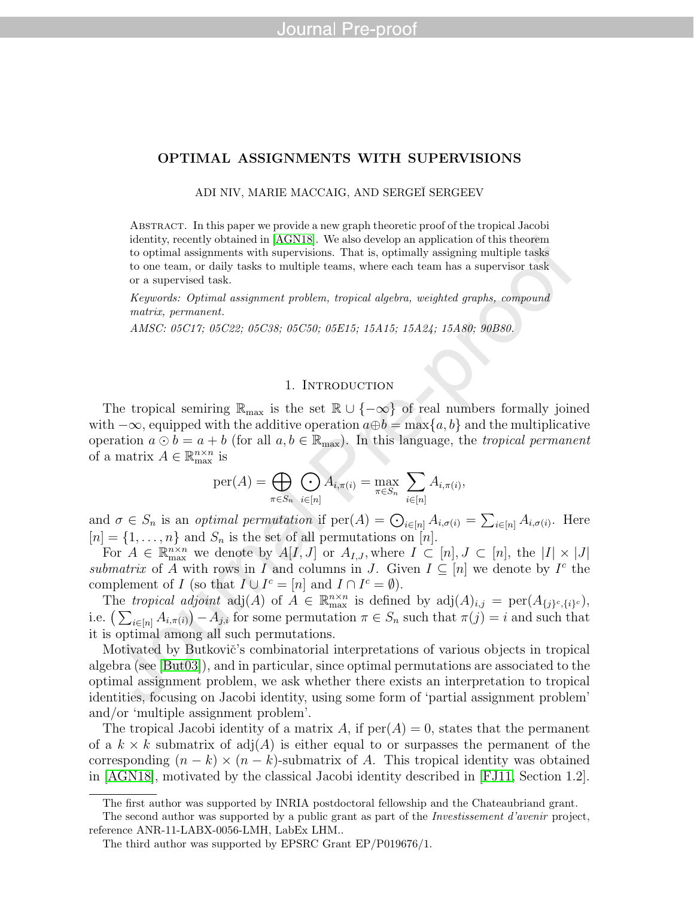# OPTIMAL ASSIGNMENTS WITH SUPERVISIONS

ADI NIV, MARIE MACCAIG, AND SERGEĬ SERGEEV

ABSTRACT. In this paper we provide a new graph theoretic proof of the tropical Jacobi identity, recently obtained in [AGN18]. We also develop an application of this theorem to optimal assignments with supervisions. That is, optimally assigning multiple tasks to one team, or daily tasks to multiple teams, where each team has a supervisor task or a supervised task.

*Keywords: Optimal assignment problem, tropical algebra, weighted graphs, compound matrix, permanent.*

*AMSC: 05C17; 05C22; 05C38; 05C50; 05E15; 15A15; 15A24; 15A80; 90B80.*

## 1. Introduction

The tropical semiring $\mathbb{R}_{\max}$ is the set $\mathbb{R} \cup \{-\infty\}$ of real numbers formally joined with $-\infty$, equipped with the additive operation $a \oplus b = \max\{a, b\}$ and the multiplicative operation $a \odot b = a + b$ (for all $a, b \in \mathbb{R}_{\max}$). In this language, the *tropical permanent* of a matrix $A \in \mathbb{R}_{\max}^{n \times n}$ is

$$\mathrm{per}(A) = \bigoplus_{\pi \in S_n} \bigodot_{i \in [n]} A_{i,\pi(i)} = \max_{\pi \in S_n} \sum_{i \in [n]} A_{i,\pi(i)},$$

and $\sigma \in S_n$ is an *optimal permutation* if $\mathrm{per}(A) = \bigodot_{i \in [n]} A_{i,\sigma(i)} = \sum_{i \in [n]} A_{i,\sigma(i)}$. Here $[n] = \{1, \ldots, n\}$ and $S_n$ is the set of all permutations on $[n]$.

For $A \in \mathbb{R}_{\max}^{n \times n}$ we denote by $A[I, J]$ or $A_{I,J}$, where $I \subset [n], J \subset [n]$, the $|I| \times |J|$ *submatrix* of $A$ with rows in $I$ and columns in $J$. Given $I \subseteq [n]$ we denote by $I^c$ the complement of $I$ (so that $I \cup I^c = [n]$ and $I \cap I^c = \emptyset$).

The *tropical adjoint* $\mathrm{adj}(A)$ of $A \in \mathbb{R}_{\max}^{n \times n}$ is defined by $\mathrm{adj}(A)_{i,j} = \mathrm{per}(A_{\{j\}^c, \{i\}^c})$, i.e. $\left(\sum_{i \in [n]} A_{i,\pi(i)}\right) - A_{j,i}$ for some permutation $\pi \in S_n$ such that $\pi(j) = i$ and such that it is optimal among all such permutations.

Motivated by Butkovič's combinatorial interpretations of various objects in tropical algebra (see [But03]), and in particular, since optimal permutations are associated to the optimal assignment problem, we ask whether there exists an interpretation to tropical identities, focusing on Jacobi identity, using some form of 'partial assignment problem' and/or 'multiple assignment problem'.

The tropical Jacobi identity of a matrix $A$, if $\mathrm{per}(A) = 0$, states that the permanent of a $k \times k$ submatrix of $\mathrm{adj}(A)$ is either equal to or surpasses the permanent of the corresponding $(n - k) \times (n - k)$-submatrix of $A$. This tropical identity was obtained in [AGN18], motivated by the classical Jacobi identity described in [FJ11, Section 1.2].

---

The first author was supported by INRIA postdoctoral fellowship and the Chateaubriand grant.

The second author was supported by a public grant as part of the *Investissement d'avenir* project, reference ANR-11-LABX-0056-LMH, LabEx LHM..

The third author was supported by EPSRC Grant EP/P019676/1.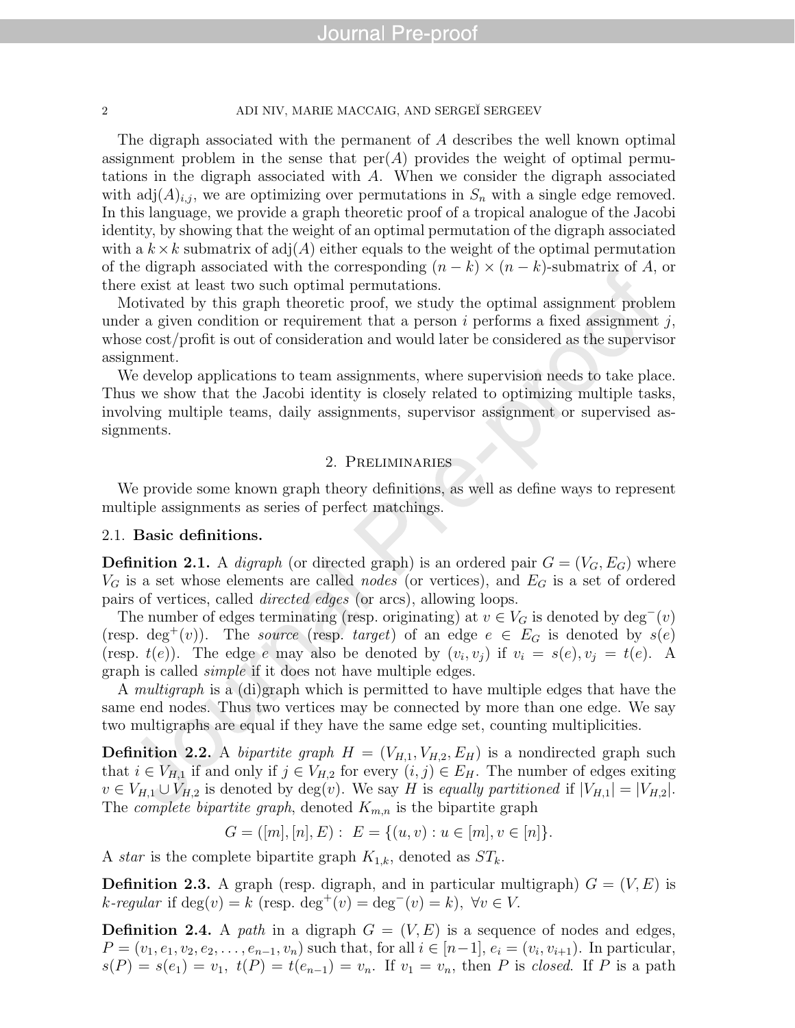The digraph associated with the permanent of $A$ describes the well known optimal assignment problem in the sense that $\text{per}(A)$ provides the weight of optimal permutations in the digraph associated with $A$. When we consider the digraph associated with $\text{adj}(A)_{i,j}$, we are optimizing over permutations in $S_n$ with a single edge removed. In this language, we provide a graph theoretic proof of a tropical analogue of the Jacobi identity, by showing that the weight of an optimal permutation of the digraph associated with a $k \times k$ submatrix of $\text{adj}(A)$ either equals to the weight of the optimal permutation of the digraph associated with the corresponding $(n-k) \times (n-k)$-submatrix of $A$, or there exist at least two such optimal permutations.

Motivated by this graph theoretic proof, we study the optimal assignment problem under a given condition or requirement that a person $i$ performs a fixed assignment $j$, whose cost/profit is out of consideration and would later be considered as the supervisor assignment.

We develop applications to team assignments, where supervision needs to take place. Thus we show that the Jacobi identity is closely related to optimizing multiple tasks, involving multiple teams, daily assignments, supervisor assignment or supervised assignments.

## 2. Preliminaries

We provide some known graph theory definitions, as well as define ways to represent multiple assignments as series of perfect matchings.

### 2.1. Basic definitions.

**Definition 2.1.** A *digraph* (or directed graph) is an ordered pair $G = (V_G, E_G)$ where $V_G$ is a set whose elements are called *nodes* (or vertices), and $E_G$ is a set of ordered pairs of vertices, called *directed edges* (or arcs), allowing loops.

The number of edges terminating (resp. originating) at $v \in V_G$ is denoted by $\deg^-(v)$ (resp. $\deg^+(v)$). The *source* (resp. *target*) of an edge $e \in E_G$ is denoted by $s(e)$ (resp. $t(e)$). The edge $e$ may also be denoted by $(v_i, v_j)$ if $v_i = s(e), v_j = t(e)$. A graph is called *simple* if it does not have multiple edges.

A *multigraph* is a (di)graph which is permitted to have multiple edges that have the same end nodes. Thus two vertices may be connected by more than one edge. We say two multigraphs are equal if they have the same edge set, counting multiplicities.

**Definition 2.2.** A *bipartite graph* $H = (V_{H,1}, V_{H,2}, E_H)$ is a nondirected graph such that $i \in V_{H,1}$ if and only if $j \in V_{H,2}$ for every $(i,j) \in E_H$. The number of edges exiting $v \in V_{H,1} \cup V_{H,2}$ is denoted by $\deg(v)$. We say $H$ is *equally partitioned* if $|V_{H,1}| = |V_{H,2}|$. The *complete bipartite graph*, denoted $K_{m,n}$ is the bipartite graph

$$G = ([m], [n], E) : \ E = \{(u, v) : u \in [m], v \in [n]\}.$$

A *star* is the complete bipartite graph $K_{1,k}$, denoted as $ST_k$.

**Definition 2.3.** A graph (resp. digraph, and in particular multigraph) $G = (V, E)$ is *k-regular* if $\deg(v) = k$ (resp. $\deg^+(v) = \deg^-(v) = k$), $\forall v \in V$.

**Definition 2.4.** A *path* in a digraph $G = (V, E)$ is a sequence of nodes and edges, $P = (v_1, e_1, v_2, e_2, \dots, e_{n-1}, v_n)$ such that, for all $i \in [n-1]$, $e_i = (v_i, v_{i+1})$. In particular, $s(P) = s(e_1) = v_1, \ t(P) = t(e_{n-1}) = v_n$. If $v_1 = v_n$, then $P$ is *closed*. If $P$ is a path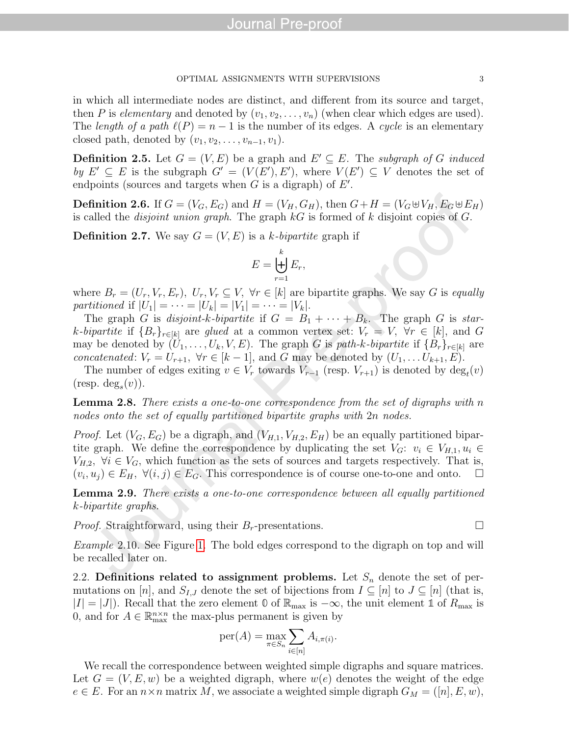in which all intermediate nodes are distinct, and different from its source and target, then $P$ is *elementary* and denoted by $(v_1, v_2, \dots, v_n)$ (when clear which edges are used). The *length of a path* $\ell(P) = n - 1$ is the number of its edges. A *cycle* is an elementary closed path, denoted by $(v_1, v_2, \dots, v_{n-1}, v_1)$.

**Definition 2.5.** Let $G = (V, E)$ be a graph and $E' \subseteq E$. The *subgraph of $G$ induced by $E' \subseteq E$* is the subgraph $G' = (V(E'), E')$, where $V(E') \subseteq V$ denotes the set of endpoints (sources and targets when $G$ is a digraph) of $E'$.

**Definition 2.6.** If $G = (V_G, E_G)$ and $H = (V_H, G_H)$, then $G + H = (V_G \uplus V_H, E_G \uplus E_H)$ is called the *disjoint union graph*. The graph $kG$ is formed of $k$ disjoint copies of $G$.

**Definition 2.7.** We say $G = (V, E)$ is a *$k$-bipartite* graph if

$$E = \biguplus_{r=1}^{k} E_r,$$

where $B_r = (U_r, V_r, E_r)$, $U_r, V_r \subseteq V$, $\forall r \in [k]$ are bipartite graphs. We say $G$ is *equally partitioned* if $|U_1| = \cdots = |U_k| = |V_1| = \cdots = |V_k|$.

The graph $G$ is *disjoint-$k$-bipartite* if $G = B_1 + \cdots + B_k$. The graph $G$ is *star-$k$-bipartite* if $\{B_r\}_{r \in [k]}$ are *glued* at a common vertex set: $V_r = V$, $\forall r \in [k]$, and $G$ may be denoted by $(U_1, \dots, U_k, V, E)$. The graph $G$ is *path-$k$-bipartite* if $\{B_r\}_{r \in [k]}$ are *concatenated*: $V_r = U_{r+1}$, $\forall r \in [k-1]$, and $G$ may be denoted by $(U_1, \dots U_{k+1}, E)$.

The number of edges exiting $v \in V_r$ towards $V_{r-1}$ (resp. $V_{r+1}$) is denoted by $\deg_t(v)$ (resp. $\deg_s(v)$).

**Lemma 2.8.** *There exists a one-to-one correspondence from the set of digraphs with $n$ nodes onto the set of equally partitioned bipartite graphs with $2n$ nodes.*

*Proof.* Let $(V_G, E_G)$ be a digraph, and $(V_{H,1}, V_{H,2}, E_H)$ be an equally partitioned bipartite graph. We define the correspondence by duplicating the set $V_G$: $v_i \in V_{H,1}, u_i \in V_{H,2}$, $\forall i \in V_G$, which function as the sets of sources and targets respectively. That is, $(v_i, u_j) \in E_H$, $\forall (i,j) \in E_G$. This correspondence is of course one-to-one and onto. $\square$

**Lemma 2.9.** *There exists a one-to-one correspondence between all equally partitioned $k$-bipartite graphs.*

*Proof.* Straightforward, using their $B_r$-presentations. $\square$

*Example* 2.10. See Figure 1. The bold edges correspond to the digraph on top and will be recalled later on.

2.2. **Definitions related to assignment problems.** Let $S_n$ denote the set of permutations on $[n]$, and $S_{I,J}$ denote the set of bijections from $I \subseteq [n]$ to $J \subseteq [n]$ (that is, $|I| = |J|$). Recall that the zero element $\mathbb{0}$ of $\mathbb{R}_{\max}$ is $-\infty$, the unit element $\mathbb{1}$ of $R_{\max}$ is $0$, and for $A \in \mathbb{R}_{\max}^{n \times n}$ the max-plus permanent is given by

$$\mathrm{per}(A) = \max_{\pi \in S_n} \sum_{i \in [n]} A_{i,\pi(i)}.$$

We recall the correspondence between weighted simple digraphs and square matrices. Let $G = (V, E, w)$ be a weighted digraph, where $w(e)$ denotes the weight of the edge $e \in E$. For an $n \times n$ matrix $M$, we associate a weighted simple digraph $G_M = ([n], E, w)$,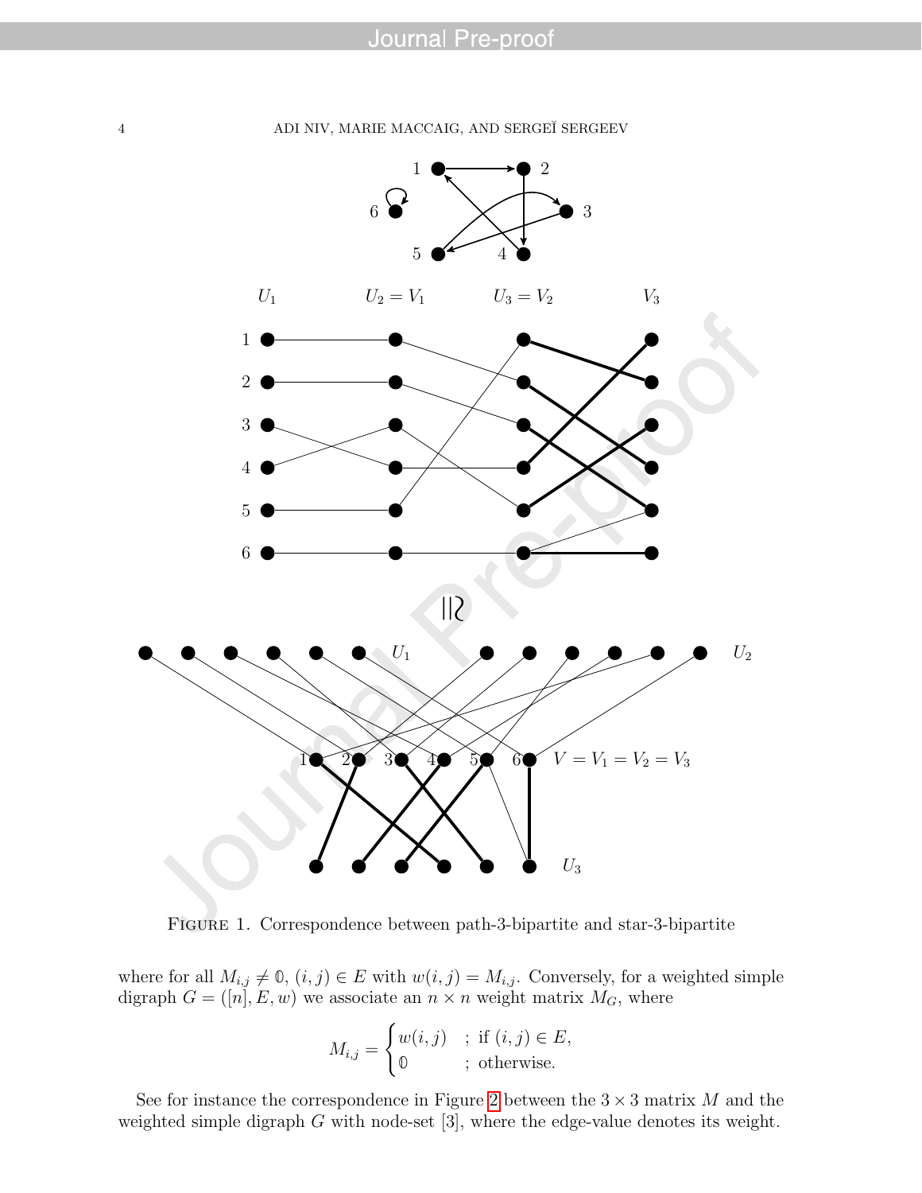Figure 1. Correspondence between path-3-bipartite and star-3-bipartite

where for all $M_{i,j} \neq \mathbb{0}$, $(i,j) \in E$ with $w(i,j) = M_{i,j}$. Conversely, for a weighted simple digraph $G = ([n], E, w)$ we associate an $n \times n$ weight matrix $M_G$, where

$$M_{i,j} = \begin{cases} w(i,j) & ; \text{ if } (i,j) \in E, \\ \mathbb{0} & ; \text{ otherwise.} \end{cases}$$

See for instance the correspondence in Figure 2 between the $3 \times 3$ matrix $M$ and the weighted simple digraph $G$ with node-set $[3]$, where the edge-value denotes its weight.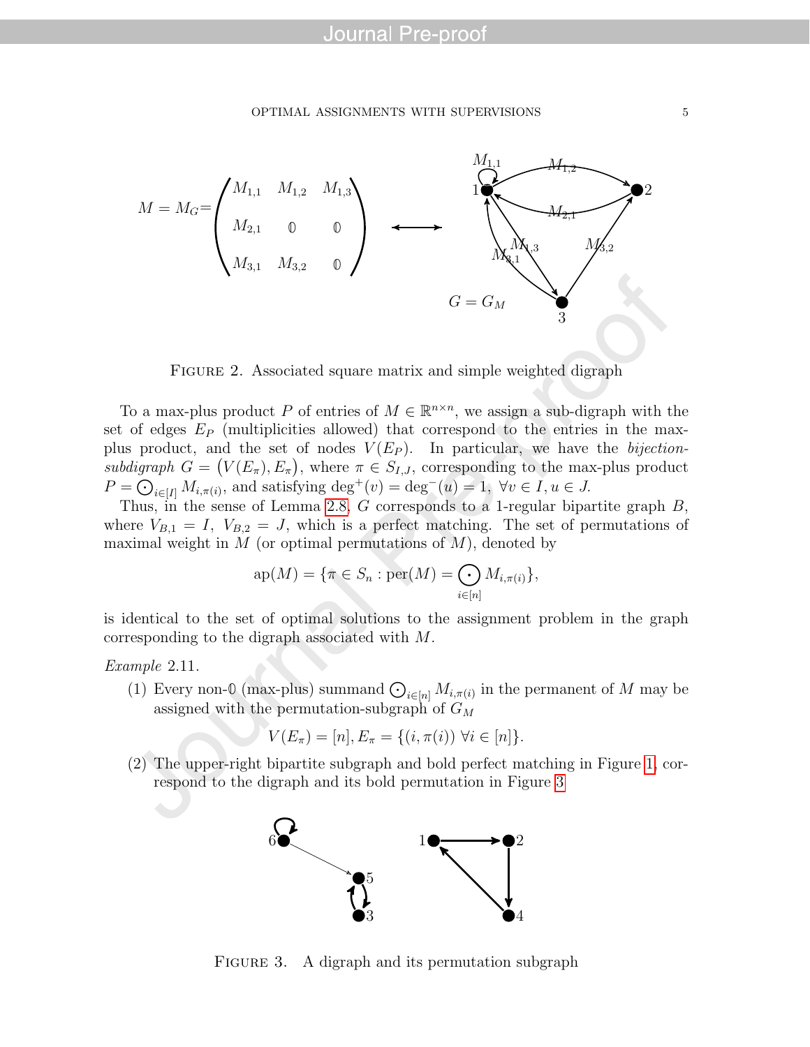$$M = M_G = \begin{pmatrix} M_{1,1} & M_{1,2} & M_{1,3} \\ M_{2,1} & \mathbb{0} & \mathbb{0} \\ M_{3,1} & M_{3,2} & \mathbb{0} \end{pmatrix} \longleftrightarrow$$

FIGURE 2. Associated square matrix and simple weighted digraph

To a max-plus product $P$ of entries of $M \in \mathbb{R}^{n \times n}$, we assign a sub-digraph with the set of edges $E_P$ (multiplicities allowed) that correspond to the entries in the max-plus product, and the set of nodes $V(E_P)$. In particular, we have the *bijection-subdigraph* $G = \big(V(E_\pi), E_\pi\big)$, where $\pi \in S_{I,J}$, corresponding to the max-plus product $P = \bigodot_{i \in [I]} M_{i,\pi(i)}$, and satisfying $\deg^+(v) = \deg^-(u) = 1, \ \forall v \in I, u \in J$.

Thus, in the sense of Lemma 2.8, $G$ corresponds to a 1-regular bipartite graph $B$, where $V_{B,1} = I$, $V_{B,2} = J$, which is a perfect matching. The set of permutations of maximal weight in $M$ (or optimal permutations of $M$), denoted by

$$\text{ap}(M) = \{\pi \in S_n : \text{per}(M) = \bigodot_{i \in [n]} M_{i,\pi(i)}\},$$

is identical to the set of optimal solutions to the assignment problem in the graph corresponding to the digraph associated with $M$.

*Example* 2.11.

(1) Every non-$\mathbb{0}$ (max-plus) summand $\bigodot_{i \in [n]} M_{i,\pi(i)}$ in the permanent of $M$ may be assigned with the permutation-subgraph of $G_M$

$$V(E_\pi) = [n], E_\pi = \{(i, \pi(i)) \ \forall i \in [n]\}.$$

(2) The upper-right bipartite subgraph and bold perfect matching in Figure 1, correspond to the digraph and its bold permutation in Figure 3

FIGURE 3. A digraph and its permutation subgraph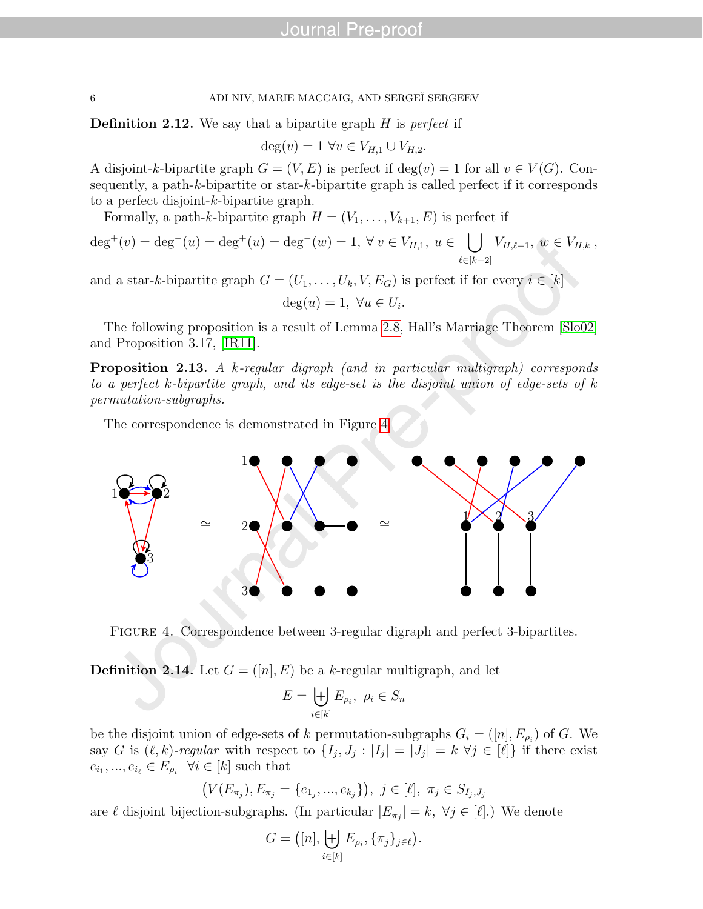**Definition 2.12.** We say that a bipartite graph $H$ is *perfect* if

$$\deg(v) = 1 \ \forall v \in V_{H,1} \cup V_{H,2}.$$

A disjoint-$k$-bipartite graph $G = (V, E)$ is perfect if $\deg(v) = 1$ for all $v \in V(G)$. Consequently, a path-$k$-bipartite or star-$k$-bipartite graph is called perfect if it corresponds to a perfect disjoint-$k$-bipartite graph.

Formally, a path-$k$-bipartite graph $H = (V_1, \ldots, V_{k+1}, E)$ is perfect if

$$\deg^+(v) = \deg^-(u) = \deg^+(u) = \deg^-(w) = 1, \ \forall\, v \in V_{H,1},\ u \in \bigcup_{\ell \in [k-2]} V_{H,\ell+1},\ w \in V_{H,k}\ ,$$

and a star-$k$-bipartite graph $G = (U_1, \ldots, U_k, V, E_G)$ is perfect if for every $i \in [k]$

$$\deg(u) = 1,\ \forall u \in U_i.$$

The following proposition is a result of Lemma 2.8, Hall's Marriage Theorem [Slo02] and Proposition 3.17, [IR11].

**Proposition 2.13.** *A $k$-regular digraph (and in particular multigraph) corresponds to a perfect $k$-bipartite graph, and its edge-set is the disjoint union of edge-sets of $k$ permutation-subgraphs.*

The correspondence is demonstrated in Figure 4.

FIGURE 4. Correspondence between 3-regular digraph and perfect 3-bipartites.

**Definition 2.14.** Let $G = ([n], E)$ be a $k$-regular multigraph, and let

$$E = \biguplus_{i \in [k]} E_{\rho_i},\ \ \rho_i \in S_n$$

be the disjoint union of edge-sets of $k$ permutation-subgraphs $G_i = ([n], E_{\rho_i})$ of $G$. We say $G$ is *$(\ell, k)$-regular* with respect to $\{I_j, J_j : |I_j| = |J_j| = k\ \forall j \in [\ell]\}$ if there exist $e_{i_1}, \ldots, e_{i_\ell} \in E_{\rho_i}\ \ \forall i \in [k]$ such that

$$\big(V(E_{\pi_j}), E_{\pi_j} = \{e_{1_j}, \ldots, e_{k_j}\}\big),\ j \in [\ell],\ \pi_j \in S_{I_j, J_j}$$

are $\ell$ disjoint bijection-subgraphs. (In particular $|E_{\pi_j}| = k,\ \forall j \in [\ell]$.) We denote

$$G = \big([n], \biguplus_{i \in [k]} E_{\rho_i}, \{\pi_j\}_{j \in \ell}\big).$$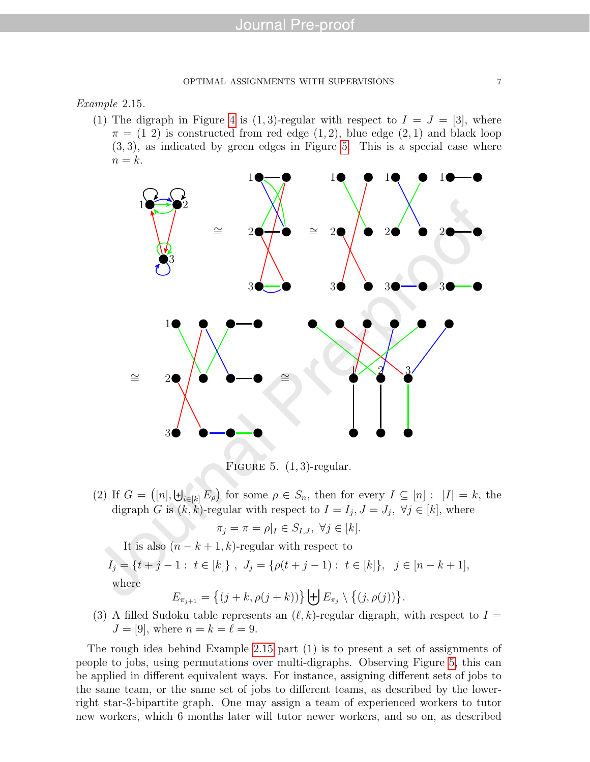*Example* 2.15.

(1) The digraph in Figure 4 is $(1,3)$-regular with respect to $I = J = [3]$, where $\pi = (1\ 2)$ is constructed from red edge $(1,2)$, blue edge $(2,1)$ and black loop $(3,3)$, as indicated by green edges in Figure 5. This is a special case where $n = k$.

Figure 5. $(1,3)$-regular.

(2) If $G = \big([n], \biguplus_{i\in[k]} E_\rho\big)$ for some $\rho \in S_n$, then for every $I \subseteq [n] :\ |I| = k$, the digraph $G$ is $(k,k)$-regular with respect to $I = I_j, J = J_j,\ \forall j \in [k]$, where

$$\pi_j = \pi = \rho|_I \in S_{I,J},\ \forall j \in [k].$$

It is also $(n-k+1,k)$-regular with respect to

$$I_j = \{t+j-1 :\ t \in [k]\}\ ,\ J_j = \{\rho(t+j-1) :\ t \in [k]\},\quad j \in [n-k+1],$$

where

$$E_{\pi_{j+1}} = \big\{(j+k, \rho(j+k))\big\} \biguplus E_{\pi_j} \setminus \big\{(j, \rho(j))\big\}.$$

(3) A filled Sudoku table represents an $(\ell,k)$-regular digraph, with respect to $I = J = [9]$, where $n = k = \ell = 9$.

The rough idea behind Example 2.15 part (1) is to present a set of assignments of people to jobs, using permutations over multi-digraphs. Observing Figure 5, this can be applied in different equivalent ways. For instance, assigning different sets of jobs to the same team, or the same set of jobs to different teams, as described by the lower-right star-3-bipartite graph. One may assign a team of experienced workers to tutor new workers, which 6 months later will tutor newer workers, and so on, as described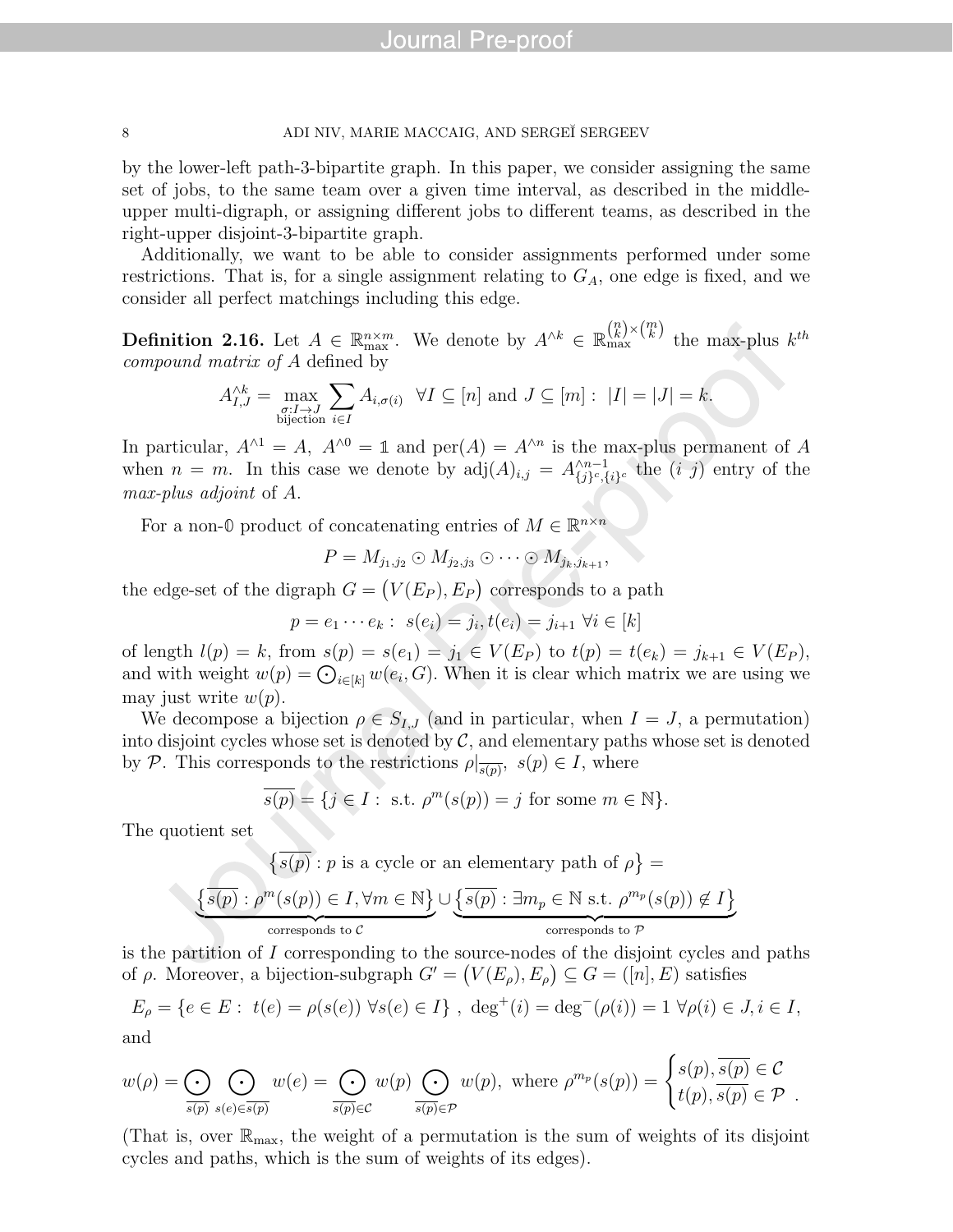by the lower-left path-3-bipartite graph. In this paper, we consider assigning the same set of jobs, to the same team over a given time interval, as described in the middle-upper multi-digraph, or assigning different jobs to different teams, as described in the right-upper disjoint-3-bipartite graph.

Additionally, we want to be able to consider assignments performed under some restrictions. That is, for a single assignment relating to $G_A$, one edge is fixed, and we consider all perfect matchings including this edge.

**Definition 2.16.** Let $A \in \mathbb{R}_{\max}^{n\times m}$. We denote by $A^{\wedge k} \in \mathbb{R}_{\max}^{\binom{n}{k}\times\binom{m}{k}}$ the max-plus $k^{th}$ *compound matrix of* $A$ defined by

$$A^{\wedge k}_{I,J} = \max_{\substack{\sigma: I\to J \\ \text{bijection}}} \sum_{i\in I} A_{i,\sigma(i)} \quad \forall I \subseteq [n] \text{ and } J \subseteq [m] : \ |I| = |J| = k.$$

In particular, $A^{\wedge 1} = A$, $A^{\wedge 0} = \mathbb{1}$ and $\mathrm{per}(A) = A^{\wedge n}$ is the max-plus permanent of $A$ when $n = m$. In this case we denote by $\mathrm{adj}(A)_{i,j} = A^{\wedge n-1}_{\{j\}^c,\{i\}^c}$ the $(i\ j)$ entry of the *max-plus adjoint* of $A$.

For a non-$\mathbb{0}$ product of concatenating entries of $M \in \mathbb{R}^{n\times n}$

$$P = M_{j_1,j_2} \odot M_{j_2,j_3} \odot \cdots \odot M_{j_k,j_{k+1}},$$

the edge-set of the digraph $G = \big(V(E_P), E_P\big)$ corresponds to a path

$$p = e_1 \cdots e_k : \ s(e_i) = j_i, t(e_i) = j_{i+1} \ \forall i \in [k]$$

of length $l(p) = k$, from $s(p) = s(e_1) = j_1 \in V(E_P)$ to $t(p) = t(e_k) = j_{k+1} \in V(E_P)$, and with weight $w(p) = \bigodot_{i\in[k]} w(e_i, G)$. When it is clear which matrix we are using we may just write $w(p)$.

We decompose a bijection $\rho \in S_{I,J}$ (and in particular, when $I = J$, a permutation) into disjoint cycles whose set is denoted by $\mathcal{C}$, and elementary paths whose set is denoted by $\mathcal{P}$. This corresponds to the restrictions $\rho|_{\overline{s(p)}}$, $s(p) \in I$, where

$$\overline{s(p)} = \{j \in I : \text{ s.t. } \rho^m(s(p)) = j \text{ for some } m \in \mathbb{N}\}.$$

The quotient set

$$\big\{\overline{s(p)} : p \text{ is a cycle or an elementary path of } \rho\big\} =$$

$$\underbrace{\big\{\overline{s(p)} : \rho^m(s(p)) \in I, \forall m \in \mathbb{N}\big\}}_{\text{corresponds to } \mathcal{C}} \cup \underbrace{\big\{\overline{s(p)} : \exists m_p \in \mathbb{N} \text{ s.t. } \rho^{m_p}(s(p)) \notin I\big\}}_{\text{corresponds to } \mathcal{P}}$$

is the partition of $I$ corresponding to the source-nodes of the disjoint cycles and paths of $\rho$. Moreover, a bijection-subgraph $G' = \big(V(E_\rho), E_\rho\big) \subseteq G = ([n], E)$ satisfies

$$E_\rho = \{e \in E : \ t(e) = \rho(s(e)) \ \forall s(e) \in I\} \ , \ \deg^+(i) = \deg^-(\rho(i)) = 1 \ \forall \rho(i) \in J, i \in I,$$

and

$$w(\rho) = \bigodot_{\overline{s(p)}} \ \bigodot_{s(e)\in\overline{s(p)}} w(e) = \bigodot_{\overline{s(p)}\in\mathcal{C}} w(p) \bigodot_{\overline{s(p)}\in\mathcal{P}} w(p), \text{ where } \rho^{m_p}(s(p)) = \begin{cases} s(p), \overline{s(p)} \in \mathcal{C} \\ t(p), \overline{s(p)} \in \mathcal{P} \end{cases}.$$

(That is, over $\mathbb{R}_{\max}$, the weight of a permutation is the sum of weights of its disjoint cycles and paths, which is the sum of weights of its edges).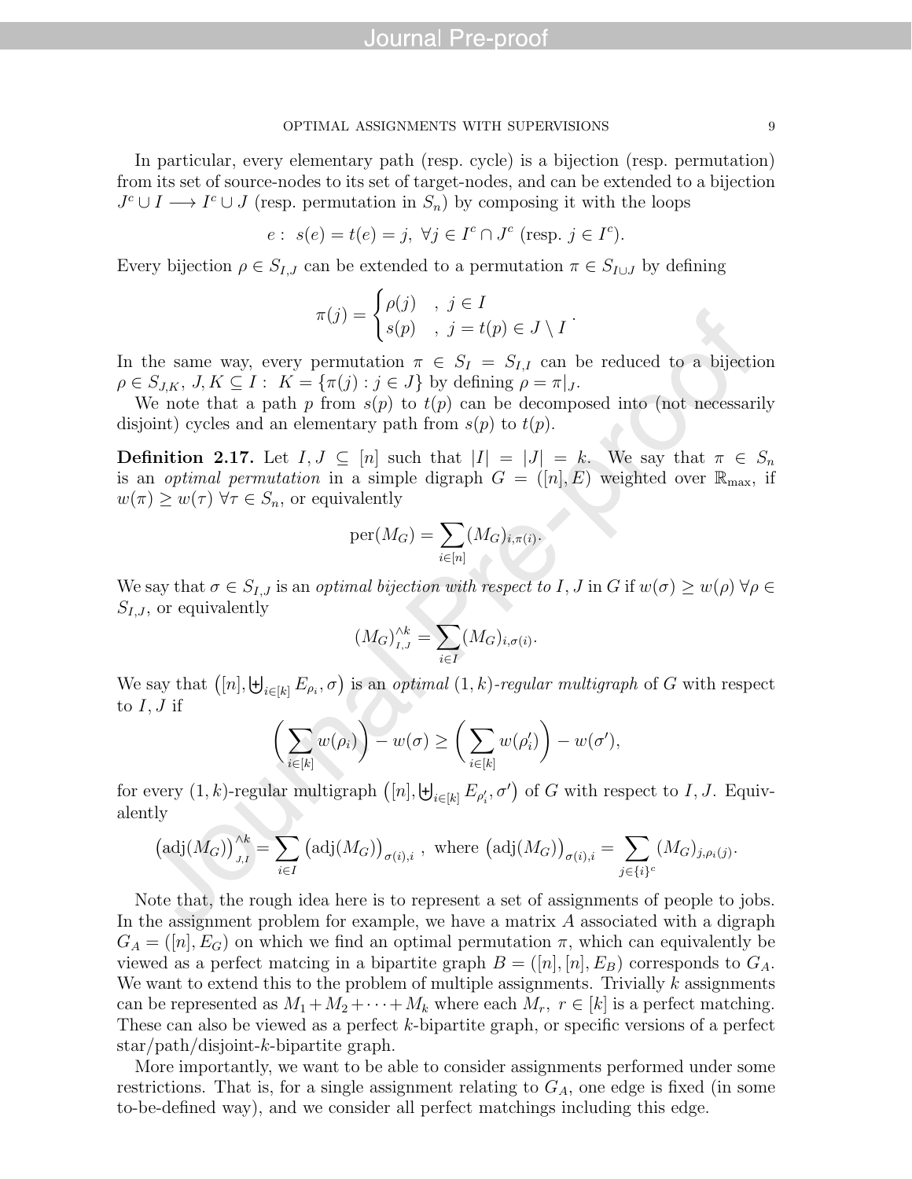In particular, every elementary path (resp. cycle) is a bijection (resp. permutation) from its set of source-nodes to its set of target-nodes, and can be extended to a bijection $J^c \cup I \longrightarrow I^c \cup J$ (resp. permutation in $S_n$) by composing it with the loops

$$e: \ s(e) = t(e) = j, \ \forall j \in I^c \cap J^c \text{ (resp. } j \in I^c).$$

Every bijection $\rho \in S_{I,J}$ can be extended to a permutation $\pi \in S_{I \cup J}$ by defining

$$\pi(j) = \begin{cases} \rho(j) & , \ j \in I \\ s(p) & , \ j = t(p) \in J \setminus I \end{cases}.$$

In the same way, every permutation $\pi \in S_I = S_{I,I}$ can be reduced to a bijection $\rho \in S_{J,K}, \ J, K \subseteq I : \ K = \{\pi(j) : j \in J\}$ by defining $\rho = \pi|_J$.

We note that a path $p$ from $s(p)$ to $t(p)$ can be decomposed into (not necessarily disjoint) cycles and an elementary path from $s(p)$ to $t(p)$.

**Definition 2.17.** Let $I, J \subseteq [n]$ such that $|I| = |J| = k$. We say that $\pi \in S_n$ is an *optimal permutation* in a simple digraph $G = ([n], E)$ weighted over $\mathbb{R}_{\max}$, if $w(\pi) \geq w(\tau) \ \forall \tau \in S_n$, or equivalently

$$\text{per}(M_G) = \sum_{i \in [n]} (M_G)_{i,\pi(i)}.$$

We say that $\sigma \in S_{I,J}$ is an *optimal bijection with respect to* $I, J$ in $G$ if $w(\sigma) \geq w(\rho) \ \forall \rho \in S_{I,J}$, or equivalently

$$(M_G)^{\wedge k}_{I,J} = \sum_{i \in I} (M_G)_{i,\sigma(i)}.$$

We say that $\left([n], \biguplus_{i \in [k]} E_{\rho_i}, \sigma\right)$ is an *optimal* $(1,k)$*-regular multigraph* of $G$ with respect to $I, J$ if

$$\left(\sum_{i \in [k]} w(\rho_i)\right) - w(\sigma) \geq \left(\sum_{i \in [k]} w(\rho'_i)\right) - w(\sigma'),$$

for every $(1,k)$-regular multigraph $\left([n], \biguplus_{i \in [k]} E_{\rho'_i}, \sigma'\right)$ of $G$ with respect to $I, J$. Equivalently

$$\left(\text{adj}(M_G)\right)^{\wedge k}_{J,I} = \sum_{i \in I} \left(\text{adj}(M_G)\right)_{\sigma(i),i}, \text{ where } \left(\text{adj}(M_G)\right)_{\sigma(i),i} = \sum_{j \in \{i\}^c} (M_G)_{j,\rho_i(j)}.$$

Note that, the rough idea here is to represent a set of assignments of people to jobs. In the assignment problem for example, we have a matrix $A$ associated with a digraph $G_A = ([n], E_G)$ on which we find an optimal permutation $\pi$, which can equivalently be viewed as a perfect matcing in a bipartite graph $B = ([n], [n], E_B)$ corresponds to $G_A$. We want to extend this to the problem of multiple assignments. Trivially $k$ assignments can be represented as $M_1 + M_2 + \cdots + M_k$ where each $M_r, \ r \in [k]$ is a perfect matching. These can also be viewed as a perfect $k$-bipartite graph, or specific versions of a perfect star/path/disjoint-$k$-bipartite graph.

More importantly, we want to be able to consider assignments performed under some restrictions. That is, for a single assignment relating to $G_A$, one edge is fixed (in some to-be-defined way), and we consider all perfect matchings including this edge.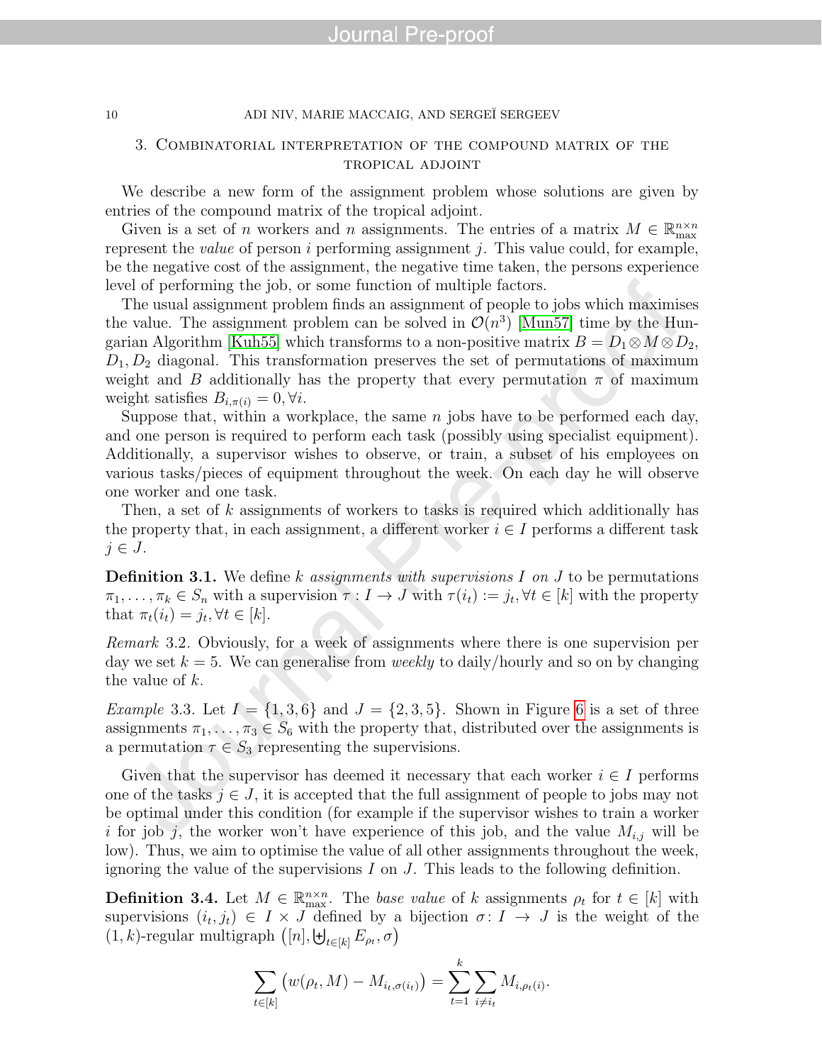## 3. Combinatorial interpretation of the compound matrix of the tropical adjoint

We describe a new form of the assignment problem whose solutions are given by entries of the compound matrix of the tropical adjoint.

Given is a set of $n$ workers and $n$ assignments. The entries of a matrix $M \in \mathbb{R}_{\max}^{n\times n}$ represent the *value* of person $i$ performing assignment $j$. This value could, for example, be the negative cost of the assignment, the negative time taken, the persons experience level of performing the job, or some function of multiple factors.

The usual assignment problem finds an assignment of people to jobs which maximises the value. The assignment problem can be solved in $\mathcal{O}(n^3)$ [Mun57] time by the Hungarian Algorithm [Kuh55] which transforms to a non-positive matrix $B = D_1 \otimes M \otimes D_2$, $D_1, D_2$ diagonal. This transformation preserves the set of permutations of maximum weight and $B$ additionally has the property that every permutation $\pi$ of maximum weight satisfies $B_{i,\pi(i)} = 0, \forall i$.

Suppose that, within a workplace, the same $n$ jobs have to be performed each day, and one person is required to perform each task (possibly using specialist equipment). Additionally, a supervisor wishes to observe, or train, a subset of his employees on various tasks/pieces of equipment throughout the week. On each day he will observe one worker and one task.

Then, a set of $k$ assignments of workers to tasks is required which additionally has the property that, in each assignment, a different worker $i \in I$ performs a different task $j \in J$.

**Definition 3.1.** We define $k$ *assignments with supervisions* $I$ *on* $J$ to be permutations $\pi_1, \dots, \pi_k \in S_n$ with a supervision $\tau : I \to J$ with $\tau(i_t) := j_t, \forall t \in [k]$ with the property that $\pi_t(i_t) = j_t, \forall t \in [k]$.

*Remark* 3.2. Obviously, for a week of assignments where there is one supervision per day we set $k = 5$. We can generalise from *weekly* to daily/hourly and so on by changing the value of $k$.

*Example* 3.3. Let $I = \{1, 3, 6\}$ and $J = \{2, 3, 5\}$. Shown in Figure 6 is a set of three assignments $\pi_1, \dots, \pi_3 \in S_6$ with the property that, distributed over the assignments is a permutation $\tau \in S_3$ representing the supervisions.

Given that the supervisor has deemed it necessary that each worker $i \in I$ performs one of the tasks $j \in J$, it is accepted that the full assignment of people to jobs may not be optimal under this condition (for example if the supervisor wishes to train a worker $i$ for job $j$, the worker won't have experience of this job, and the value $M_{i,j}$ will be low). Thus, we aim to optimise the value of all other assignments throughout the week, ignoring the value of the supervisions $I$ on $J$. This leads to the following definition.

**Definition 3.4.** Let $M \in \mathbb{R}_{\max}^{n\times n}$. The *base value* of $k$ assignments $\rho_t$ for $t \in [k]$ with supervisions $(i_t, j_t) \in I \times J$ defined by a bijection $\sigma \colon I \to J$ is the weight of the $(1, k)$-regular multigraph $\left([n], \biguplus_{t\in[k]} E_{\rho_t}, \sigma\right)$

$$\sum_{t\in[k]} \left(w(\rho_t, M) - M_{i_t,\sigma(i_t)}\right) = \sum_{t=1}^{k} \sum_{i \neq i_t} M_{i,\rho_t(i)}.$$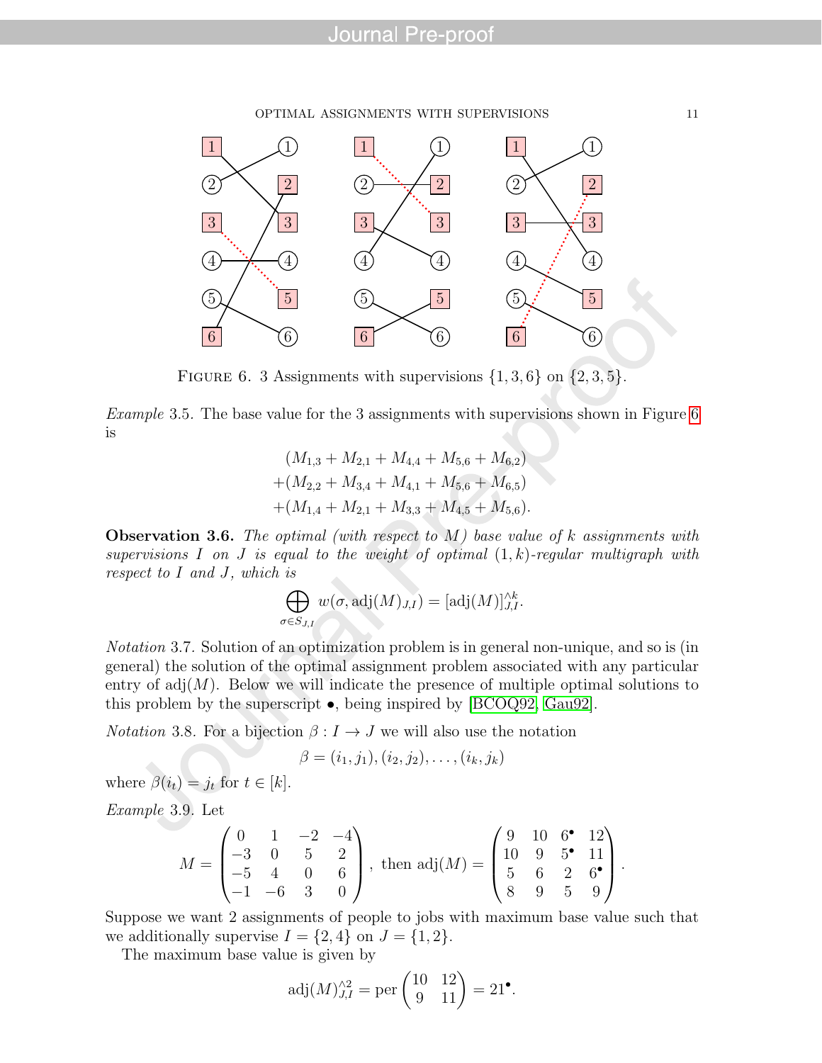FIGURE 6. 3 Assignments with supervisions $\{1, 3, 6\}$ on $\{2, 3, 5\}$.

*Example* 3.5. The base value for the 3 assignments with supervisions shown in Figure 6 is

$$\begin{aligned}
&(M_{1,3} + M_{2,1} + M_{4,4} + M_{5,6} + M_{6,2}) \\
+&(M_{2,2} + M_{3,4} + M_{4,1} + M_{5,6} + M_{6,5}) \\
+&(M_{1,4} + M_{2,1} + M_{3,3} + M_{4,5} + M_{5,6}).
\end{aligned}$$

**Observation 3.6.** *The optimal (with respect to $M$) base value of $k$ assignments with supervisions $I$ on $J$ is equal to the weight of optimal $(1, k)$-regular multigraph with respect to $I$ and $J$, which is*

$$\bigoplus_{\sigma \in S_{J,I}} w(\sigma, \operatorname{adj}(M)_{J,I}) = [\operatorname{adj}(M)]^{\wedge k}_{J,I}.$$

*Notation* 3.7. Solution of an optimization problem is in general non-unique, and so is (in general) the solution of the optimal assignment problem associated with any particular entry of $\operatorname{adj}(M)$. Below we will indicate the presence of multiple optimal solutions to this problem by the superscript $\bullet$, being inspired by [BCOQ92, Gau92].

*Notation* 3.8. For a bijection $\beta : I \to J$ we will also use the notation

$$\beta = (i_1, j_1), (i_2, j_2), \ldots, (i_k, j_k)$$

where $\beta(i_t) = j_t$ for $t \in [k]$.

*Example* 3.9. Let

$$M = \begin{pmatrix} 0 & 1 & -2 & -4 \\ -3 & 0 & 5 & 2 \\ -5 & 4 & 0 & 6 \\ -1 & -6 & 3 & 0 \end{pmatrix}, \text{ then } \operatorname{adj}(M) = \begin{pmatrix} 9 & 10 & 6^\bullet & 12 \\ 10 & 9 & 5^\bullet & 11 \\ 5 & 6 & 2 & 6^\bullet \\ 8 & 9 & 5 & 9 \end{pmatrix}.$$

Suppose we want 2 assignments of people to jobs with maximum base value such that we additionally supervise $I = \{2, 4\}$ on $J = \{1, 2\}$.

The maximum base value is given by

$$\operatorname{adj}(M)^{\wedge 2}_{J,I} = \operatorname{per} \begin{pmatrix} 10 & 12 \\ 9 & 11 \end{pmatrix} = 21^\bullet.$$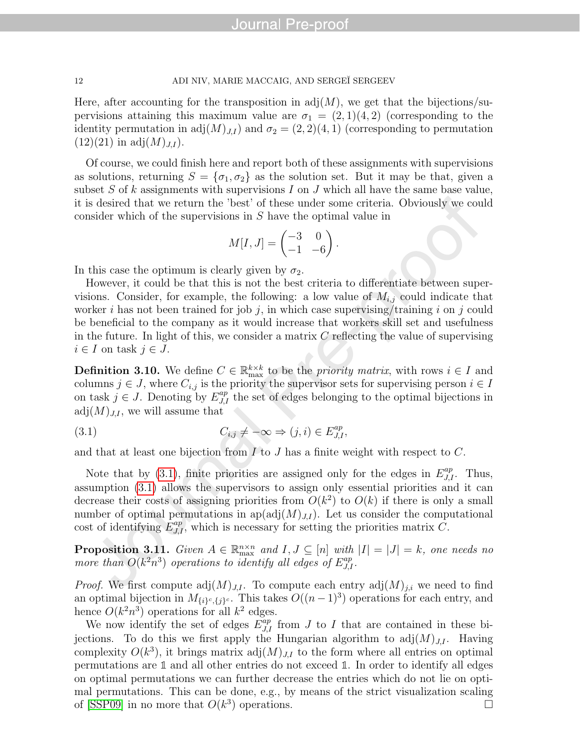Here, after accounting for the transposition in $\mathrm{adj}(M)$, we get that the bijections/supervisions attaining this maximum value are $\sigma_1 = (2,1)(4,2)$ (corresponding to the identity permutation in $\mathrm{adj}(M)_{J,I}$) and $\sigma_2 = (2,2)(4,1)$ (corresponding to permutation $(12)(21)$ in $\mathrm{adj}(M)_{J,I}$).

Of course, we could finish here and report both of these assignments with supervisions as solutions, returning $S = \{\sigma_1, \sigma_2\}$ as the solution set. But it may be that, given a subset $S$ of $k$ assignments with supervisions $I$ on $J$ which all have the same base value, it is desired that we return the 'best' of these under some criteria. Obviously we could consider which of the supervisions in $S$ have the optimal value in

$$M[I,J] = \begin{pmatrix} -3 & 0 \\ -1 & -6 \end{pmatrix}.$$

In this case the optimum is clearly given by $\sigma_2$.

However, it could be that this is not the best criteria to differentiate between supervisions. Consider, for example, the following: a low value of $M_{i,j}$ could indicate that worker $i$ has not been trained for job $j$, in which case supervising/training $i$ on $j$ could be beneficial to the company as it would increase that workers skill set and usefulness in the future. In light of this, we consider a matrix $C$ reflecting the value of supervising $i \in I$ on task $j \in J$.

**Definition 3.10.** We define $C \in \mathbb{R}_{\max}^{k\times k}$ to be the *priority matrix*, with rows $i \in I$ and columns $j \in J$, where $C_{i,j}$ is the priority the supervisor sets for supervising person $i \in I$ on task $j \in J$. Denoting by $E_{J,I}^{ap}$ the set of edges belonging to the optimal bijections in $\mathrm{adj}(M)_{J,I}$, we will assume that

$$C_{i,j} \neq -\infty \Rightarrow (j,i) \in E_{J,I}^{ap}, \tag{3.1}$$

and that at least one bijection from $I$ to $J$ has a finite weight with respect to $C$.

Note that by (3.1), finite priorities are assigned only for the edges in $E_{J,I}^{ap}$. Thus, assumption (3.1) allows the supervisors to assign only essential priorities and it can decrease their costs of assigning priorities from $O(k^2)$ to $O(k)$ if there is only a small number of optimal permutations in $\mathrm{ap}(\mathrm{adj}(M)_{J,I})$. Let us consider the computational cost of identifying $E_{J,I}^{ap}$, which is necessary for setting the priorities matrix $C$.

**Proposition 3.11.** *Given $A \in \mathbb{R}_{\max}^{n\times n}$ and $I, J \subseteq [n]$ with $|I| = |J| = k$, one needs no more than $O(k^2 n^3)$ operations to identify all edges of $E_{J,I}^{ap}$.*

*Proof.* We first compute $\mathrm{adj}(M)_{J,I}$. To compute each entry $\mathrm{adj}(M)_{j,i}$ we need to find an optimal bijection in $M_{\{i\}^c,\{j\}^c}$. This takes $O((n-1)^3)$ operations for each entry, and hence $O(k^2n^3)$ operations for all $k^2$ edges.

We now identify the set of edges $E_{J,I}^{ap}$ from $J$ to $I$ that are contained in these bijections. To do this we first apply the Hungarian algorithm to $\mathrm{adj}(M)_{J,I}$. Having complexity $O(k^3)$, it brings matrix $\mathrm{adj}(M)_{J,I}$ to the form where all entries on optimal permutations are $\mathbb{1}$ and all other entries do not exceed $\mathbb{1}$. In order to identify all edges on optimal permutations we can further decrease the entries which do not lie on optimal permutations. This can be done, e.g., by means of the strict visualization scaling of [SSP09] in no more that $O(k^3)$ operations. $\square$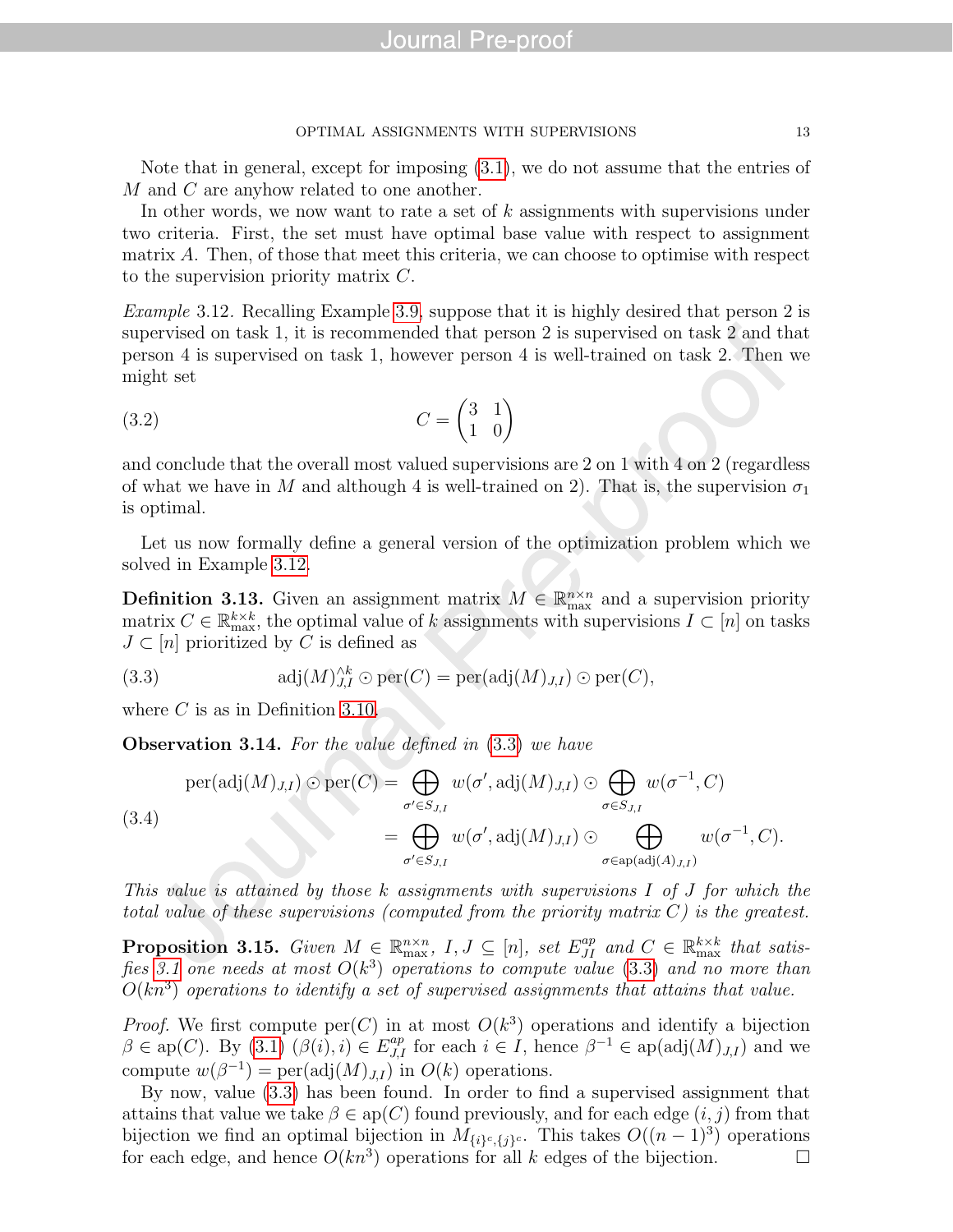Note that in general, except for imposing (3.1), we do not assume that the entries of $M$ and $C$ are anyhow related to one another.

In other words, we now want to rate a set of $k$ assignments with supervisions under two criteria. First, the set must have optimal base value with respect to assignment matrix $A$. Then, of those that meet this criteria, we can choose to optimise with respect to the supervision priority matrix $C$.

*Example* 3.12. Recalling Example 3.9, suppose that it is highly desired that person 2 is supervised on task 1, it is recommended that person 2 is supervised on task 2 and that person 4 is supervised on task 1, however person 4 is well-trained on task 2. Then we might set

$$C = \begin{pmatrix} 3 & 1 \\ 1 & 0 \end{pmatrix} \tag{3.2}$$

and conclude that the overall most valued supervisions are 2 on 1 with 4 on 2 (regardless of what we have in $M$ and although 4 is well-trained on 2). That is, the supervision $\sigma_1$ is optimal.

Let us now formally define a general version of the optimization problem which we solved in Example 3.12.

**Definition 3.13.** Given an assignment matrix $M \in \mathbb{R}^{n\times n}_{\max}$ and a supervision priority matrix $C \in \mathbb{R}^{k\times k}_{\max}$, the optimal value of $k$ assignments with supervisions $I \subset [n]$ on tasks $J \subset [n]$ prioritized by $C$ is defined as

$$\operatorname{adj}(M)^{\wedge k}_{J,I} \odot \operatorname{per}(C) = \operatorname{per}(\operatorname{adj}(M)_{J,I}) \odot \operatorname{per}(C), \tag{3.3}$$

where $C$ is as in Definition 3.10.

**Observation 3.14.** *For the value defined in (3.3) we have*

$$\begin{aligned} \operatorname{per}(\operatorname{adj}(M)_{J,I}) \odot \operatorname{per}(C) &= \bigoplus_{\sigma' \in S_{J,I}} w(\sigma', \operatorname{adj}(M)_{J,I}) \odot \bigoplus_{\sigma \in S_{J,I}} w(\sigma^{-1}, C) \\ &= \bigoplus_{\sigma' \in S_{J,I}} w(\sigma', \operatorname{adj}(M)_{J,I}) \odot \bigoplus_{\sigma \in \operatorname{ap}(\operatorname{adj}(A)_{J,I})} w(\sigma^{-1}, C). \end{aligned} \tag{3.4}$$

*This value is attained by those $k$ assignments with supervisions $I$ of $J$ for which the total value of these supervisions (computed from the priority matrix $C$) is the greatest.*

**Proposition 3.15.** *Given $M \in \mathbb{R}^{n\times n}_{\max}$, $I, J \subseteq [n]$, set $E^{ap}_{JI}$ and $C \in \mathbb{R}^{k\times k}_{\max}$ that satisfies 3.1 one needs at most $O(k^3)$ operations to compute value (3.3) and no more than $O(kn^3)$ operations to identify a set of supervised assignments that attains that value.*

*Proof.* We first compute $\operatorname{per}(C)$ in at most $O(k^3)$ operations and identify a bijection $\beta \in \operatorname{ap}(C)$. By (3.1) $(\beta(i), i) \in E^{ap}_{J,I}$ for each $i \in I$, hence $\beta^{-1} \in \operatorname{ap}(\operatorname{adj}(M)_{J,I})$ and we compute $w(\beta^{-1}) = \operatorname{per}(\operatorname{adj}(M)_{J,I})$ in $O(k)$ operations.

By now, value (3.3) has been found. In order to find a supervised assignment that attains that value we take $\beta \in \operatorname{ap}(C)$ found previously, and for each edge $(i, j)$ from that bijection we find an optimal bijection in $M_{\{i\}^c,\{j\}^c}$. This takes $O((n-1)^3)$ operations for each edge, and hence $O(kn^3)$ operations for all $k$ edges of the bijection. □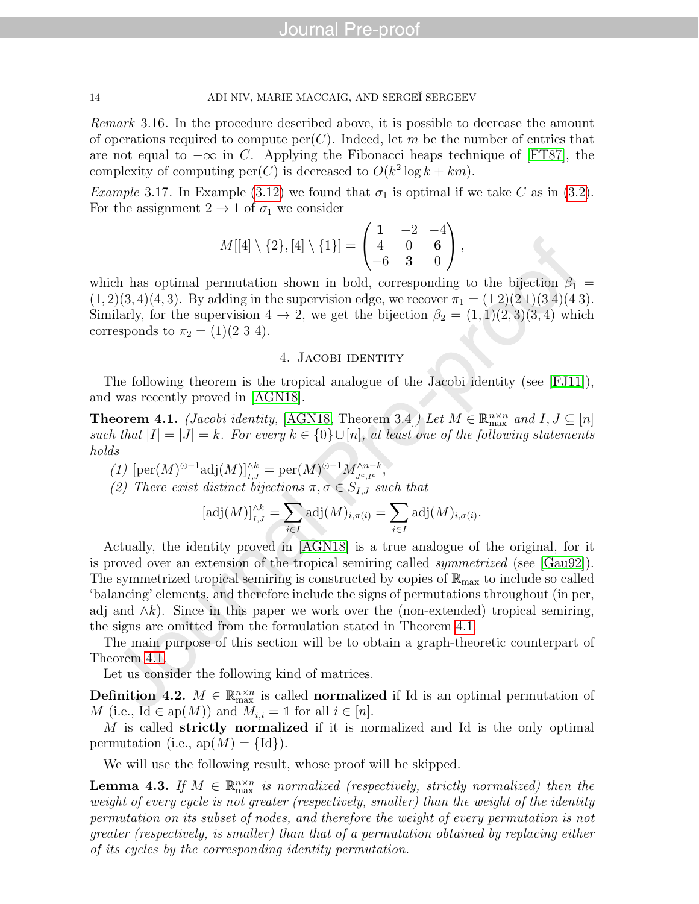*Remark* 3.16. In the procedure described above, it is possible to decrease the amount of operations required to compute $\mathrm{per}(C)$. Indeed, let $m$ be the number of entries that are not equal to $-\infty$ in $C$. Applying the Fibonacci heaps technique of [FT87], the complexity of computing $\mathrm{per}(C)$ is decreased to $O(k^2 \log k + km)$.

*Example* 3.17. In Example (3.12) we found that $\sigma_1$ is optimal if we take $C$ as in (3.2). For the assignment $2 \to 1$ of $\sigma_1$ we consider

$$M[[4] \setminus \{2\}, [4] \setminus \{1\}] = \begin{pmatrix} \mathbf{1} & -2 & -4 \\ 4 & 0 & \mathbf{6} \\ -6 & \mathbf{3} & 0 \end{pmatrix},$$

which has optimal permutation shown in bold, corresponding to the bijection $\beta_1 = (1,2)(3,4)(4,3)$. By adding in the supervision edge, we recover $\pi_1 = (1\,2)(2\,1)(3\,4)(4\,3)$. Similarly, for the supervision $4 \to 2$, we get the bijection $\beta_2 = (1,1)(2,3)(3,4)$ which corresponds to $\pi_2 = (1)(2\;3\;4)$.

## 4. Jacobi identity

The following theorem is the tropical analogue of the Jacobi identity (see [FJ11]), and was recently proved in [AGN18].

**Theorem 4.1.** *(Jacobi identity,* [AGN18, Theorem 3.4]*) Let $M \in \mathbb{R}_{\max}^{n\times n}$ and $I, J \subseteq [n]$ such that $|I| = |J| = k$. For every $k \in \{0\} \cup [n]$, at least one of the following statements holds*

*(1)* $[\mathrm{per}(M)^{\odot -1}\mathrm{adj}(M)]^{\wedge k}_{I,J} = \mathrm{per}(M)^{\odot -1} M^{\wedge n-k}_{J^c, I^c}$,

*(2) There exist distinct bijections $\pi, \sigma \in S_{I,J}$ such that*

$$[\mathrm{adj}(M)]^{\wedge k}_{I,J} = \sum_{i\in I} \mathrm{adj}(M)_{i,\pi(i)} = \sum_{i\in I} \mathrm{adj}(M)_{i,\sigma(i)}.$$

Actually, the identity proved in [AGN18] is a true analogue of the original, for it is proved over an extension of the tropical semiring called *symmetrized* (see [Gau92]). The symmetrized tropical semiring is constructed by copies of $\mathbb{R}_{\max}$ to include so called 'balancing' elements, and therefore include the signs of permutations throughout (in per, adj and $\wedge k$). Since in this paper we work over the (non-extended) tropical semiring, the signs are omitted from the formulation stated in Theorem 4.1.

The main purpose of this section will be to obtain a graph-theoretic counterpart of Theorem 4.1.

Let us consider the following kind of matrices.

**Definition 4.2.** $M \in \mathbb{R}_{\max}^{n\times n}$ is called **normalized** if Id is an optimal permutation of $M$ (i.e., $\mathrm{Id} \in \mathrm{ap}(M)$) and $M_{i,i} = \mathbb{1}$ for all $i \in [n]$.

$M$ is called **strictly normalized** if it is normalized and Id is the only optimal permutation (i.e., $\mathrm{ap}(M) = \{\mathrm{Id}\}$).

We will use the following result, whose proof will be skipped.

**Lemma 4.3.** *If $M \in \mathbb{R}_{\max}^{n\times n}$ is normalized (respectively, strictly normalized) then the weight of every cycle is not greater (respectively, smaller) than the weight of the identity permutation on its subset of nodes, and therefore the weight of every permutation is not greater (respectively, is smaller) than that of a permutation obtained by replacing either of its cycles by the corresponding identity permutation.*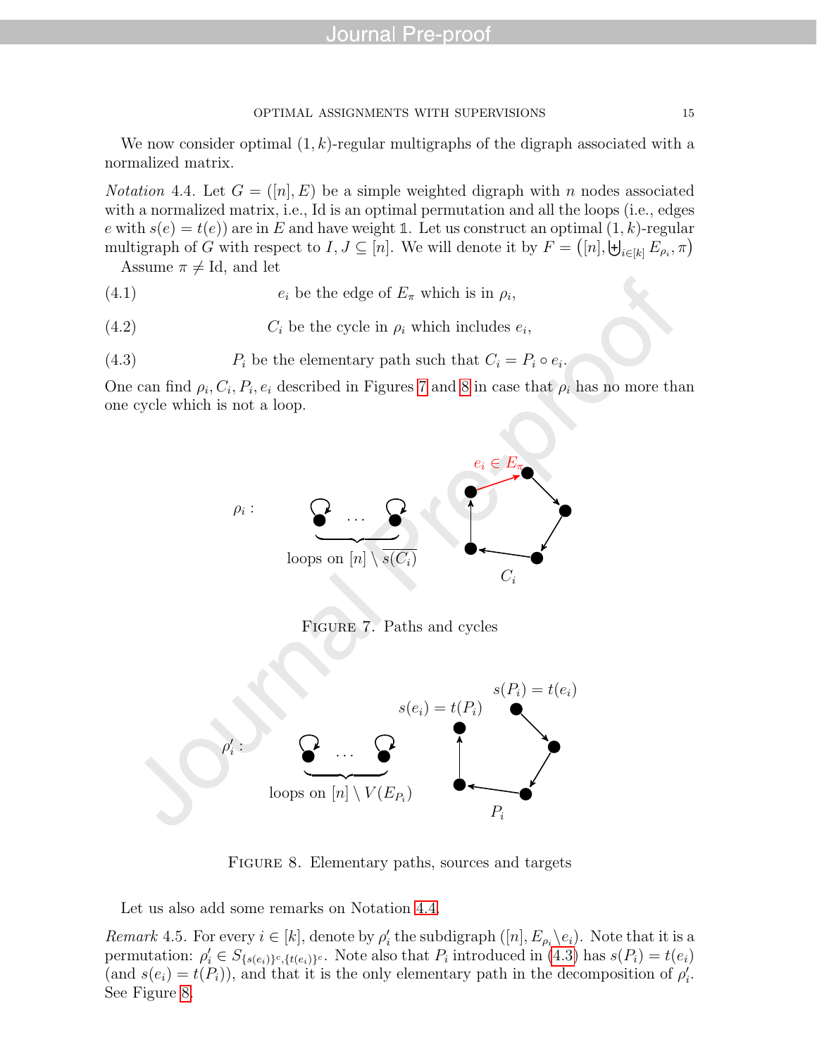We now consider optimal $(1,k)$-regular multigraphs of the digraph associated with a normalized matrix.

*Notation* 4.4. Let $G = ([n], E)$ be a simple weighted digraph with $n$ nodes associated with a normalized matrix, i.e., Id is an optimal permutation and all the loops (i.e., edges $e$ with $s(e) = t(e)$) are in $E$ and have weight $\mathbb{1}$. Let us construct an optimal $(1,k)$-regular multigraph of $G$ with respect to $I, J \subseteq [n]$. We will denote it by $F = \big([n], \biguplus_{i\in[k]} E_{\rho_i}, \pi\big)$

Assume $\pi \neq \mathrm{Id}$, and let

$$e_i \text{ be the edge of } E_\pi \text{ which is in } \rho_i, \tag{4.1}$$

$$C_i \text{ be the cycle in } \rho_i \text{ which includes } e_i, \tag{4.2}$$

$$P_i \text{ be the elementary path such that } C_i = P_i \circ e_i. \tag{4.3}$$

One can find $\rho_i, C_i, P_i, e_i$ described in Figures 7 and 8 in case that $\rho_i$ has no more than one cycle which is not a loop.

$\rho_i$ : loops on $[n] \setminus \overline{s(C_i)}$ $\quad$ $e_i \in E_\pi$ $\quad$ $C_i$

Figure 7. Paths and cycles

$\rho'_i$ : loops on $[n] \setminus V(E_{P_i})$ $\quad$ $s(e_i) = t(P_i)$ $\quad$ $s(P_i) = t(e_i)$ $\quad$ $P_i$

Figure 8. Elementary paths, sources and targets

Let us also add some remarks on Notation 4.4.

*Remark* 4.5. For every $i \in [k]$, denote by $\rho'_i$ the subdigraph $([n], E_{\rho_i} \setminus e_i)$. Note that it is a permutation: $\rho'_i \in S_{\{s(e_i)\}^c, \{t(e_i)\}^c}$. Note also that $P_i$ introduced in (4.3) has $s(P_i) = t(e_i)$ (and $s(e_i) = t(P_i)$), and that it is the only elementary path in the decomposition of $\rho'_i$. See Figure 8.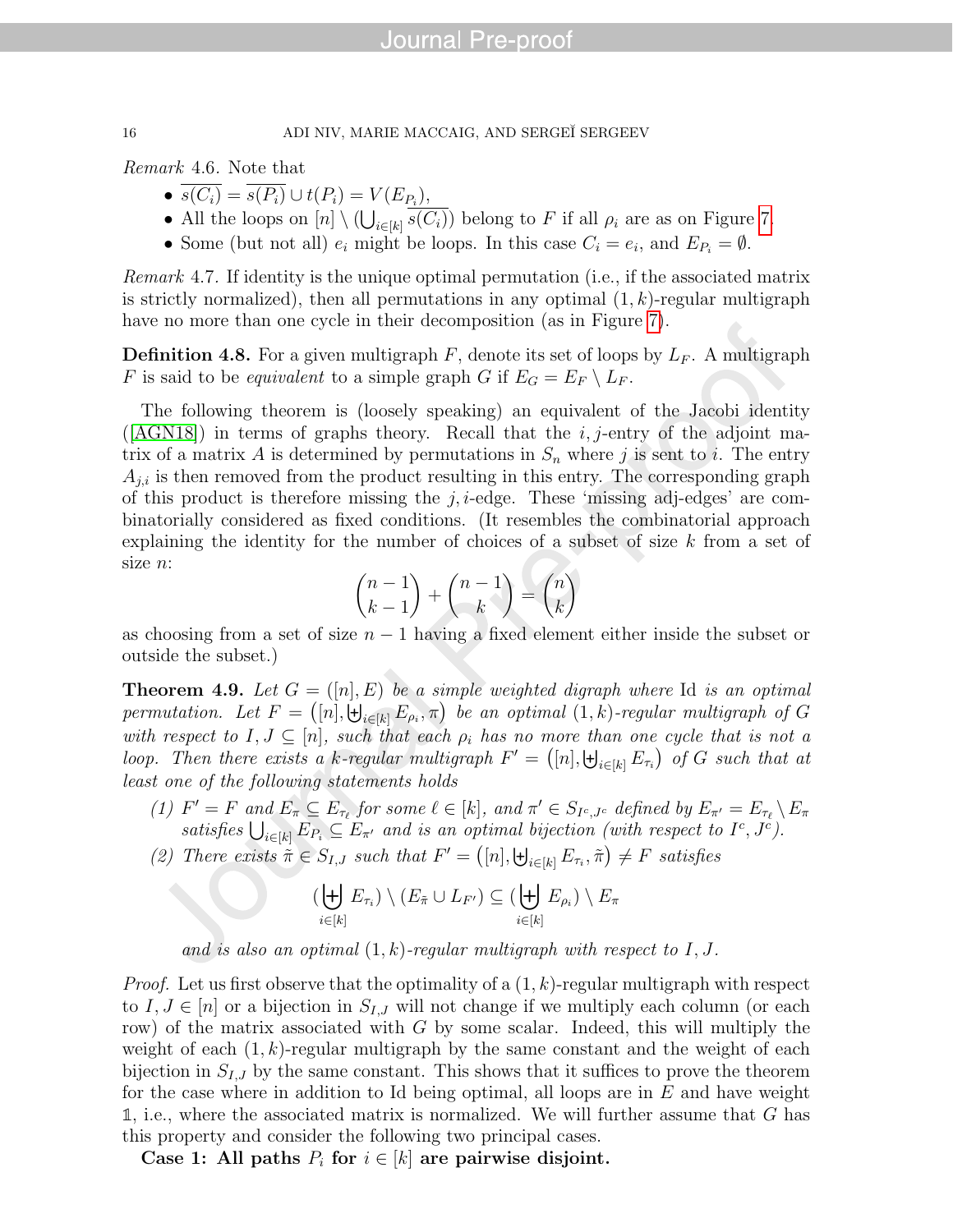*Remark* 4.6. Note that

- $\overline{s(C_i)} = \overline{s(P_i)} \cup t(P_i) = V(E_{P_i})$,
- All the loops on $[n] \setminus (\bigcup_{i\in[k]} \overline{s(C_i)})$ belong to $F$ if all $\rho_i$ are as on Figure 7.
- Some (but not all) $e_i$ might be loops. In this case $C_i = e_i$, and $E_{P_i} = \emptyset$.

*Remark* 4.7. If identity is the unique optimal permutation (i.e., if the associated matrix is strictly normalized), then all permutations in any optimal $(1, k)$-regular multigraph have no more than one cycle in their decomposition (as in Figure 7).

**Definition 4.8.** For a given multigraph $F$, denote its set of loops by $L_F$. A multigraph $F$ is said to be *equivalent* to a simple graph $G$ if $E_G = E_F \setminus L_F$.

The following theorem is (loosely speaking) an equivalent of the Jacobi identity ([AGN18]) in terms of graphs theory. Recall that the $i, j$-entry of the adjoint matrix of a matrix $A$ is determined by permutations in $S_n$ where $j$ is sent to $i$. The entry $A_{j,i}$ is then removed from the product resulting in this entry. The corresponding graph of this product is therefore missing the $j, i$-edge. These 'missing adj-edges' are combinatorially considered as fixed conditions. (It resembles the combinatorial approach explaining the identity for the number of choices of a subset of size $k$ from a set of size $n$:

$$\binom{n-1}{k-1} + \binom{n-1}{k} = \binom{n}{k}$$

as choosing from a set of size $n-1$ having a fixed element either inside the subset or outside the subset.)

**Theorem 4.9.** *Let $G = ([n], E)$ be a simple weighted digraph where* Id *is an optimal permutation. Let $F = \big([n], \biguplus_{i\in[k]} E_{\rho_i}, \pi\big)$ be an optimal $(1, k)$-regular multigraph of $G$ with respect to $I, J \subseteq [n]$, such that each $\rho_i$ has no more than one cycle that is not a loop. Then there exists a $k$-regular multigraph $F' = \big([n], \biguplus_{i\in[k]} E_{\tau_i}\big)$ of $G$ such that at least one of the following statements holds*

1. *$F' = F$ and $E_\pi \subseteq E_{\tau_\ell}$ for some $\ell \in [k]$, and $\pi' \in S_{I^c,J^c}$ defined by $E_{\pi'} = E_{\tau_\ell} \setminus E_\pi$ satisfies $\bigcup_{i\in[k]} E_{P_i} \subseteq E_{\pi'}$ and is an optimal bijection (with respect to $I^c, J^c$).*
2. *There exists $\tilde{\pi} \in S_{I,J}$ such that $F' = \big([n], \biguplus_{i\in[k]} E_{\tau_i}, \tilde{\pi}\big) \neq F$ satisfies*
$$(\biguplus_{i\in[k]} E_{\tau_i}) \setminus (E_{\tilde{\pi}} \cup L_{F'}) \subseteq (\biguplus_{i\in[k]} E_{\rho_i}) \setminus E_\pi$$
*and is also an optimal $(1, k)$-regular multigraph with respect to $I, J$.*

*Proof.* Let us first observe that the optimality of a $(1, k)$-regular multigraph with respect to $I, J \in [n]$ or a bijection in $S_{I,J}$ will not change if we multiply each column (or each row) of the matrix associated with $G$ by some scalar. Indeed, this will multiply the weight of each $(1, k)$-regular multigraph by the same constant and the weight of each bijection in $S_{I,J}$ by the same constant. This shows that it suffices to prove the theorem for the case where in addition to Id being optimal, all loops are in $E$ and have weight $\mathbb{1}$, i.e., where the associated matrix is normalized. We will further assume that $G$ has this property and consider the following two principal cases.

**Case 1: All paths $P_i$ for $i \in [k]$ are pairwise disjoint.**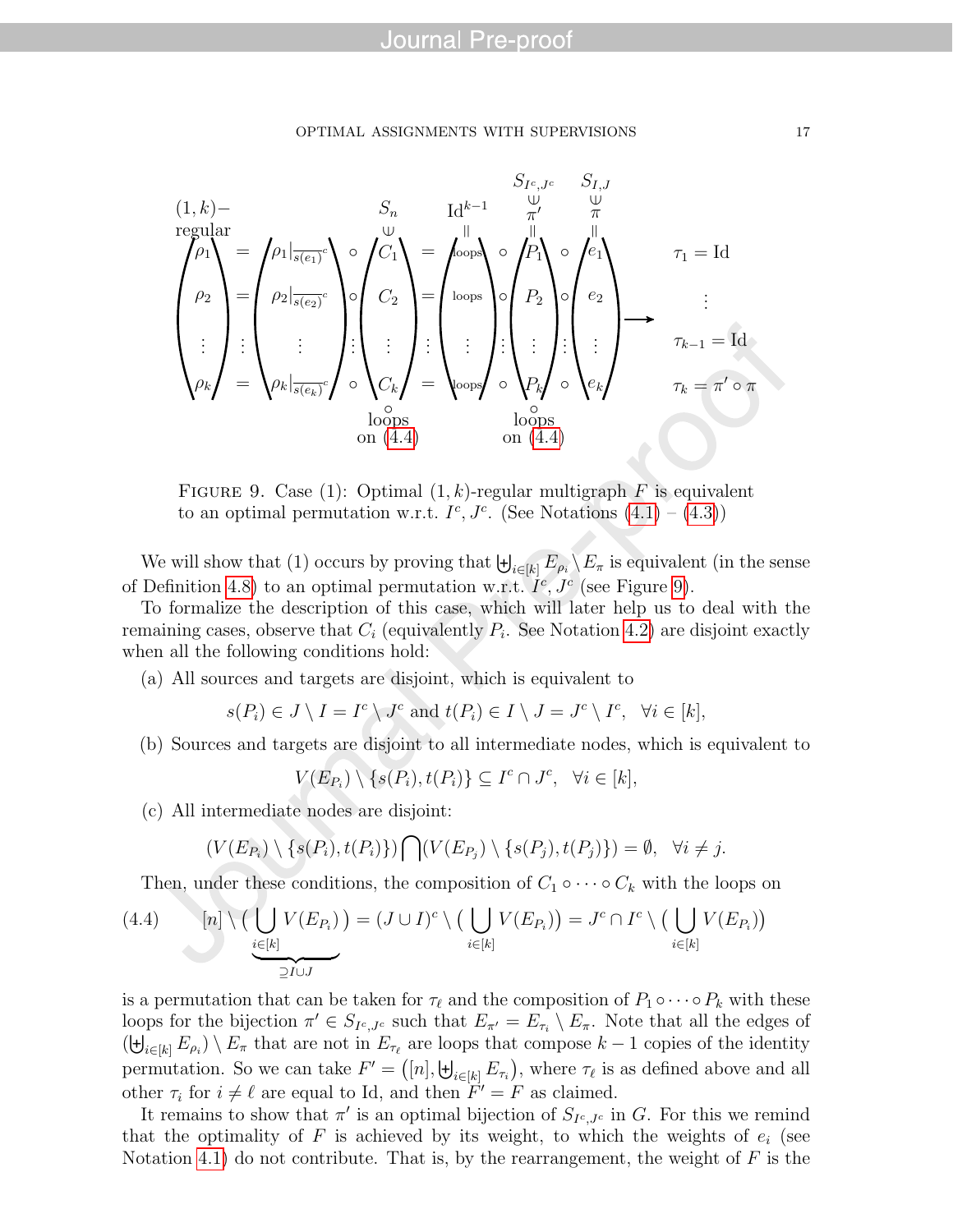$$
\begin{array}{c}
(1,k)-\\ \text{regular}
\end{array}
\begin{pmatrix}\rho_1\\ \rho_2\\ \vdots\\ \rho_k\end{pmatrix}
=
\begin{pmatrix}\rho_1|_{\overline{s(e_1)}^c}\\ \rho_2|_{\overline{s(e_2)}^c}\\ \vdots\\ \rho_k|_{\overline{s(e_k)}^c}\end{pmatrix}
\circ
\overset{S_n \atop \cup}{\begin{pmatrix}C_1\\ C_2\\ \vdots\\ C_k\end{pmatrix}}
=
\overset{\mathrm{Id}^{k-1} \atop \parallel}{\begin{pmatrix}\text{loops}\\ \text{loops}\\ \vdots\\ \text{loops}\end{pmatrix}}
\circ
\overset{S_{I^c,J^c} \atop {\cup \atop {\pi' \atop \parallel}}}{\begin{pmatrix}P_1\\ P_2\\ \vdots\\ P_k\end{pmatrix}}
\circ
\overset{S_{I,J} \atop {\cup \atop {\pi \atop \parallel}}}{\begin{pmatrix}e_1\\ e_2\\ \vdots\\ e_k\end{pmatrix}}
\longrightarrow
\begin{array}{c}\tau_1=\mathrm{Id}\\ \vdots\\ \tau_{k-1}=\mathrm{Id}\\ \tau_k=\pi'\circ\pi\end{array}
$$

(with $C_k \circ$ loops on (4.4) and $P_k \circ$ loops on (4.4))

FIGURE 9. Case (1): Optimal $(1,k)$-regular multigraph $F$ is equivalent to an optimal permutation w.r.t. $I^c, J^c$. (See Notations (4.1) – (4.3))

We will show that (1) occurs by proving that $\biguplus_{i\in[k]} E_{\rho_i} \setminus E_\pi$ is equivalent (in the sense of Definition 4.8) to an optimal permutation w.r.t. $I^c, J^c$ (see Figure 9).

To formalize the description of this case, which will later help us to deal with the remaining cases, observe that $C_i$ (equivalently $P_i$. See Notation 4.2) are disjoint exactly when all the following conditions hold:

(a) All sources and targets are disjoint, which is equivalent to

$$s(P_i) \in J\setminus I = I^c \setminus J^c \text{ and } t(P_i) \in I\setminus J = J^c\setminus I^c, \quad \forall i\in[k],$$

(b) Sources and targets are disjoint to all intermediate nodes, which is equivalent to

$$V(E_{P_i})\setminus\{s(P_i),t(P_i)\} \subseteq I^c\cap J^c, \quad \forall i\in[k],$$

(c) All intermediate nodes are disjoint:

$$\big(V(E_{P_i})\setminus\{s(P_i),t(P_i)\}\big)\bigcap\big(V(E_{P_j})\setminus\{s(P_j),t(P_j)\}\big)=\emptyset, \quad \forall i\neq j.$$

Then, under these conditions, the composition of $C_1\circ\cdots\circ C_k$ with the loops on

$$(4.4)\qquad [n]\setminus\big(\underbrace{\bigcup_{i\in[k]} V(E_{P_i})}_{\supseteq I\cup J}\big) = (J\cup I)^c\setminus\big(\bigcup_{i\in[k]} V(E_{P_i})\big) = J^c\cap I^c\setminus\big(\bigcup_{i\in[k]} V(E_{P_i})\big)$$

is a permutation that can be taken for $\tau_\ell$ and the composition of $P_1\circ\cdots\circ P_k$ with these loops for the bijection $\pi'\in S_{I^c,J^c}$ such that $E_{\pi'}=E_{\tau_i}\setminus E_\pi$. Note that all the edges of $(\biguplus_{i\in[k]} E_{\rho_i})\setminus E_\pi$ that are not in $E_{\tau_\ell}$ are loops that compose $k-1$ copies of the identity permutation. So we can take $F'=\big([n],\biguplus_{i\in[k]} E_{\tau_i}\big)$, where $\tau_\ell$ is as defined above and all other $\tau_i$ for $i\neq\ell$ are equal to Id, and then $F'=F$ as claimed.

It remains to show that $\pi'$ is an optimal bijection of $S_{I^c,J^c}$ in $G$. For this we remind that the optimality of $F$ is achieved by its weight, to which the weights of $e_i$ (see Notation 4.1) do not contribute. That is, by the rearrangement, the weight of $F$ is the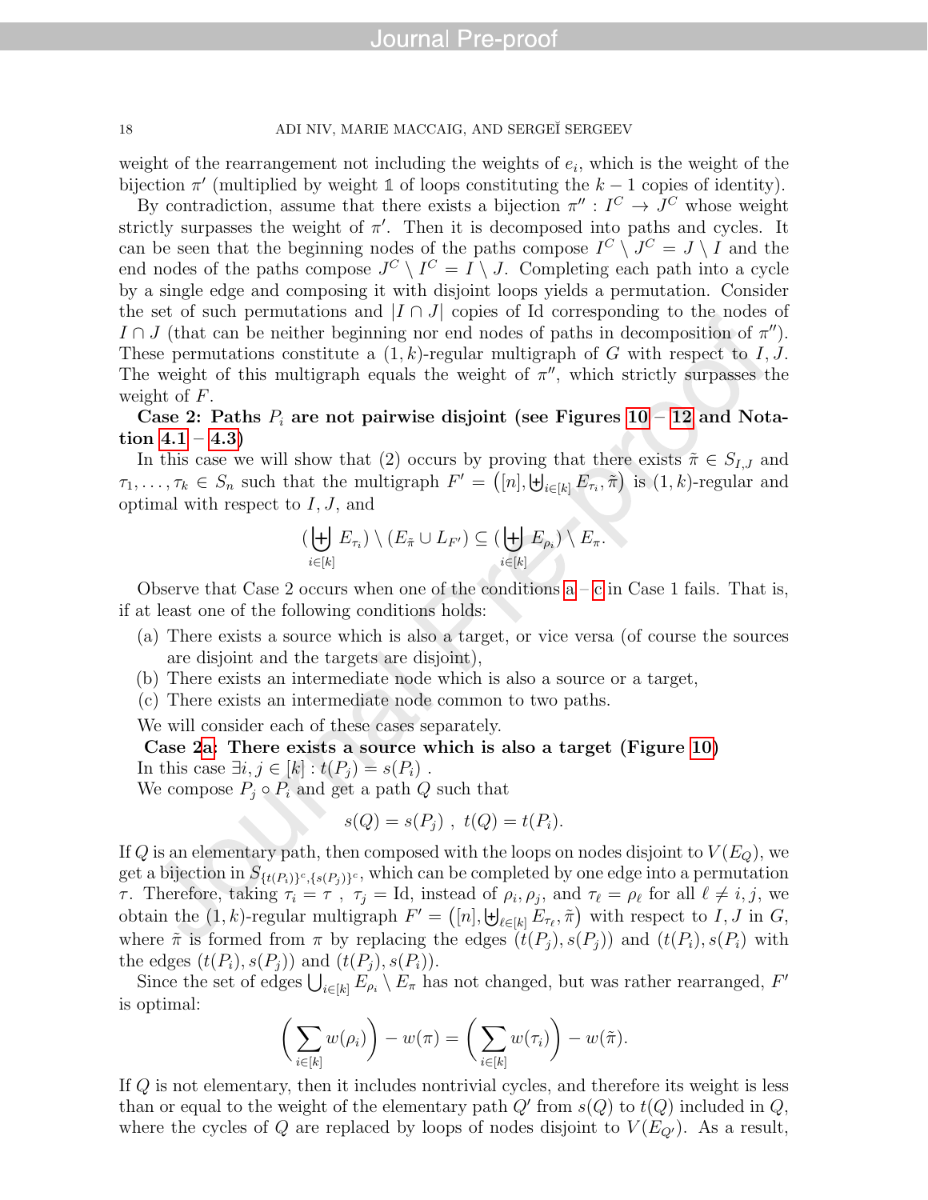weight of the rearrangement not including the weights of $e_i$, which is the weight of the bijection $\pi'$ (multiplied by weight $\mathbb{1}$ of loops constituting the $k-1$ copies of identity).

By contradiction, assume that there exists a bijection $\pi'' : I^C \to J^C$ whose weight strictly surpasses the weight of $\pi'$. Then it is decomposed into paths and cycles. It can be seen that the beginning nodes of the paths compose $I^C \setminus J^C = J \setminus I$ and the end nodes of the paths compose $J^C \setminus I^C = I \setminus J$. Completing each path into a cycle by a single edge and composing it with disjoint loops yields a permutation. Consider the set of such permutations and $|I \cap J|$ copies of Id corresponding to the nodes of $I \cap J$ (that can be neither beginning nor end nodes of paths in decomposition of $\pi''$). These permutations constitute a $(1,k)$-regular multigraph of $G$ with respect to $I, J$. The weight of this multigraph equals the weight of $\pi''$, which strictly surpasses the weight of $F$.

**Case 2: Paths $P_i$ are not pairwise disjoint (see Figures 10 – 12 and Notation 4.1 – 4.3)**

In this case we will show that (2) occurs by proving that there exists $\tilde{\pi} \in S_{I,J}$ and $\tau_1, \ldots, \tau_k \in S_n$ such that the multigraph $F' = \left([n], \biguplus_{i\in[k]} E_{\tau_i}, \tilde{\pi}\right)$ is $(1,k)$-regular and optimal with respect to $I, J$, and

$$(\biguplus_{i\in[k]} E_{\tau_i}) \setminus (E_{\tilde{\pi}} \cup L_{F'}) \subseteq (\biguplus_{i\in[k]} E_{\rho_i}) \setminus E_{\pi}.$$

Observe that Case 2 occurs when one of the conditions a – c in Case 1 fails. That is, if at least one of the following conditions holds:

(a) There exists a source which is also a target, or vice versa (of course the sources are disjoint and the targets are disjoint),
(b) There exists an intermediate node which is also a source or a target,
(c) There exists an intermediate node common to two paths.

We will consider each of these cases separately.

**Case 2a: There exists a source which is also a target (Figure 10)**

In this case $\exists i, j \in [k] : t(P_j) = s(P_i)$ .

We compose $P_j \circ P_i$ and get a path $Q$ such that

$$s(Q) = s(P_j) \ , \ t(Q) = t(P_i).$$

If $Q$ is an elementary path, then composed with the loops on nodes disjoint to $V(E_Q)$, we get a bijection in $S_{\{t(P_i)\}^c, \{s(P_j)\}^c}$, which can be completed by one edge into a permutation $\tau$. Therefore, taking $\tau_i = \tau$ , $\tau_j = \text{Id}$, instead of $\rho_i, \rho_j$, and $\tau_\ell = \rho_\ell$ for all $\ell \neq i, j$, we obtain the $(1,k)$-regular multigraph $F' = \left([n], \biguplus_{\ell\in[k]} E_{\tau_\ell}, \tilde{\pi}\right)$ with respect to $I, J$ in $G$, where $\tilde{\pi}$ is formed from $\pi$ by replacing the edges $(t(P_j), s(P_j))$ and $(t(P_i), s(P_i)$ with the edges $(t(P_i), s(P_j))$ and $(t(P_j), s(P_i))$.

Since the set of edges $\bigcup_{i\in[k]} E_{\rho_i} \setminus E_\pi$ has not changed, but was rather rearranged, $F'$ is optimal:

$$\left(\sum_{i\in[k]} w(\rho_i)\right) - w(\pi) = \left(\sum_{i\in[k]} w(\tau_i)\right) - w(\tilde{\pi}).$$

If $Q$ is not elementary, then it includes nontrivial cycles, and therefore its weight is less than or equal to the weight of the elementary path $Q'$ from $s(Q)$ to $t(Q)$ included in $Q$, where the cycles of $Q$ are replaced by loops of nodes disjoint to $V(E_{Q'})$. As a result,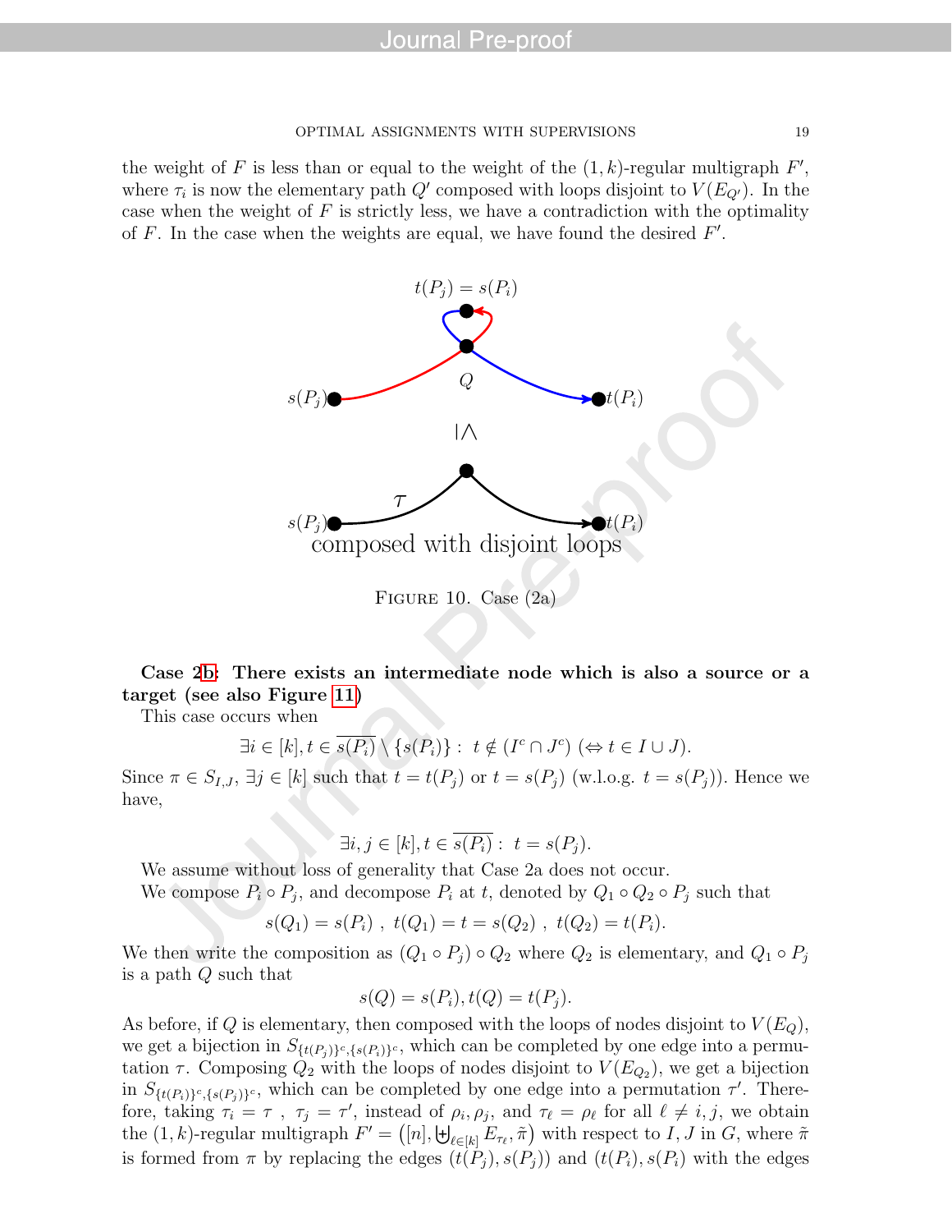the weight of $F$ is less than or equal to the weight of the $(1,k)$-regular multigraph $F'$, where $\tau_i$ is now the elementary path $Q'$ composed with loops disjoint to $V(E_{Q'})$. In the case when the weight of $F$ is strictly less, we have a contradiction with the optimality of $F$. In the case when the weights are equal, we have found the desired $F'$.

FIGURE 10. Case (2a)

**Case 2b: There exists an intermediate node which is also a source or a target (see also Figure 11)**

This case occurs when

$$\exists i \in [k], t \in \overline{s(P_i)} \setminus \{s(P_i)\} : \ t \notin (I^c \cap J^c) \ (\Leftrightarrow t \in I \cup J).$$

Since $\pi \in S_{I,J}$, $\exists j \in [k]$ such that $t = t(P_j)$ or $t = s(P_j)$ (w.l.o.g. $t = s(P_j)$). Hence we have,

$$\exists i, j \in [k], t \in \overline{s(P_i)} : \ t = s(P_j).$$

We assume without loss of generality that Case 2a does not occur.

We compose $P_i \circ P_j$, and decompose $P_i$ at $t$, denoted by $Q_1 \circ Q_2 \circ P_j$ such that

$$s(Q_1) = s(P_i) \ , \ t(Q_1) = t = s(Q_2) \ , \ t(Q_2) = t(P_i).$$

We then write the composition as $(Q_1 \circ P_j) \circ Q_2$ where $Q_2$ is elementary, and $Q_1 \circ P_j$ is a path $Q$ such that

$$s(Q) = s(P_i), t(Q) = t(P_j).$$

As before, if $Q$ is elementary, then composed with the loops of nodes disjoint to $V(E_Q)$, we get a bijection in $S_{\{t(P_j)\}^c, \{s(P_i)\}^c}$, which can be completed by one edge into a permutation $\tau$. Composing $Q_2$ with the loops of nodes disjoint to $V(E_{Q_2})$, we get a bijection in $S_{\{t(P_i)\}^c, \{s(P_j)\}^c}$, which can be completed by one edge into a permutation $\tau'$. Therefore, taking $\tau_i = \tau$ , $\tau_j = \tau'$, instead of $\rho_i, \rho_j$, and $\tau_\ell = \rho_\ell$ for all $\ell \neq i, j$, we obtain the $(1,k)$-regular multigraph $F' = \left([n], \biguplus_{\ell \in [k]} E_{\tau_\ell}, \tilde{\pi}\right)$ with respect to $I, J$ in $G$, where $\tilde{\pi}$ is formed from $\pi$ by replacing the edges $(t(P_j), s(P_j))$ and $(t(P_i), s(P_i))$ with the edges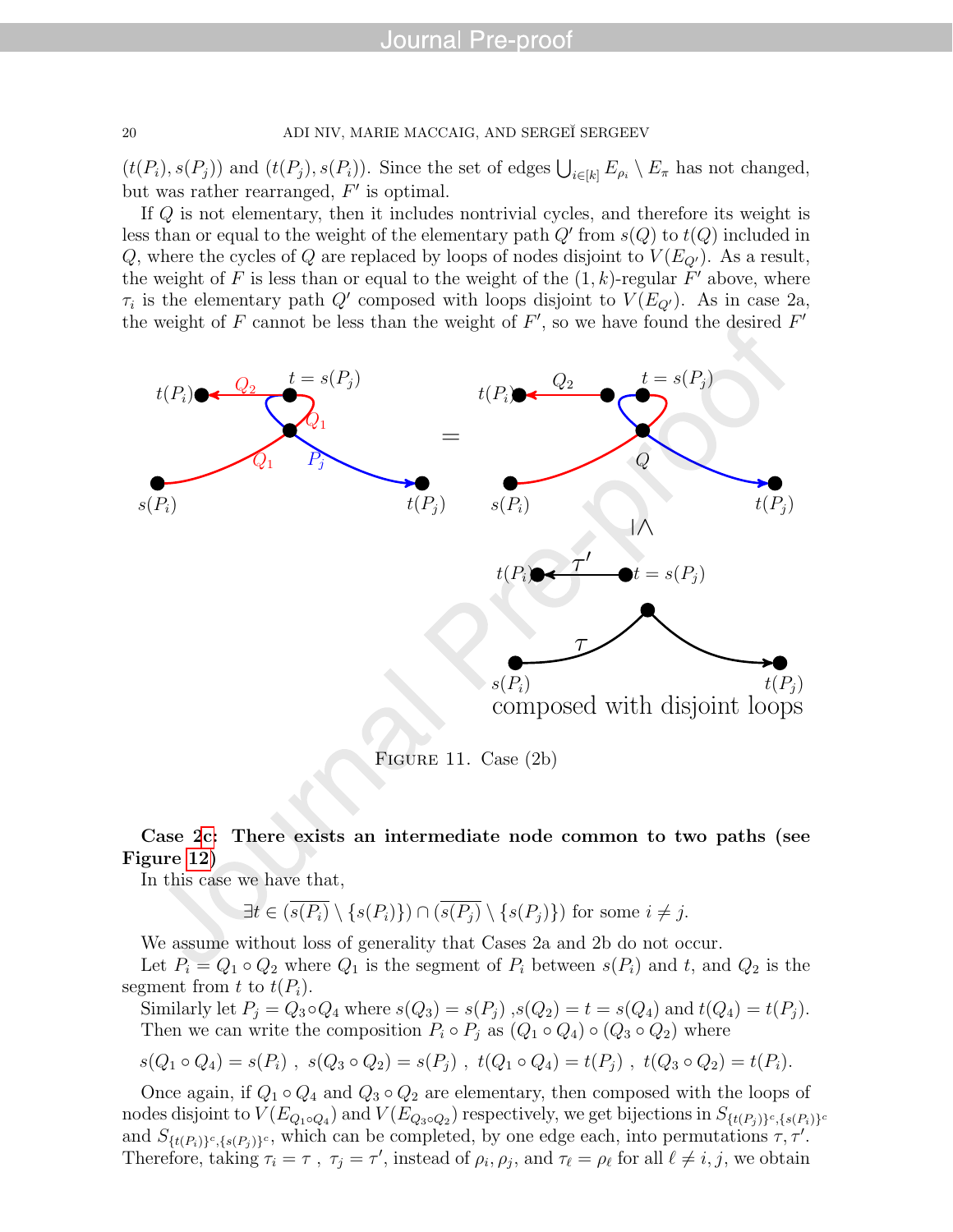$(t(P_i), s(P_j))$ and $(t(P_j), s(P_i))$. Since the set of edges $\bigcup_{i\in[k]} E_{\rho_i} \setminus E_\pi$ has not changed, but was rather rearranged, $F'$ is optimal.

If $Q$ is not elementary, then it includes nontrivial cycles, and therefore its weight is less than or equal to the weight of the elementary path $Q'$ from $s(Q)$ to $t(Q)$ included in $Q$, where the cycles of $Q$ are replaced by loops of nodes disjoint to $V(E_{Q'})$. As a result, the weight of $F$ is less than or equal to the weight of the $(1,k)$-regular $F'$ above, where $\tau_i$ is the elementary path $Q'$ composed with loops disjoint to $V(E_{Q'})$. As in case 2a, the weight of $F$ cannot be less than the weight of $F'$, so we have found the desired $F'$

Figure 11. Case (2b)

**Case 2c: There exists an intermediate node common to two paths (see Figure 12)**

In this case we have that,

$$\exists t \in (\overline{s(P_i)} \setminus \{s(P_i)\}) \cap (\overline{s(P_j)} \setminus \{s(P_j)\}) \text{ for some } i \neq j.$$

We assume without loss of generality that Cases 2a and 2b do not occur.

Let $P_i = Q_1 \circ Q_2$ where $Q_1$ is the segment of $P_i$ between $s(P_i)$ and $t$, and $Q_2$ is the segment from $t$ to $t(P_i)$.

Similarly let $P_j = Q_3 \circ Q_4$ where $s(Q_3) = s(P_j)$ ,$s(Q_2) = t = s(Q_4)$ and $t(Q_4) = t(P_j)$.

Then we can write the composition $P_i \circ P_j$ as $(Q_1 \circ Q_4) \circ (Q_3 \circ Q_2)$ where

$$s(Q_1 \circ Q_4) = s(P_i)\ ,\ s(Q_3 \circ Q_2) = s(P_j)\ ,\ t(Q_1 \circ Q_4) = t(P_j)\ ,\ t(Q_3 \circ Q_2) = t(P_i).$$

Once again, if $Q_1 \circ Q_4$ and $Q_3 \circ Q_2$ are elementary, then composed with the loops of nodes disjoint to $V(E_{Q_1\circ Q_4})$ and $V(E_{Q_3\circ Q_2})$ respectively, we get bijections in $S_{\{t(P_j)\}^c,\{s(P_i)\}^c}$ and $S_{\{t(P_i)\}^c,\{s(P_j)\}^c}$, which can be completed, by one edge each, into permutations $\tau, \tau'$. Therefore, taking $\tau_i = \tau$ , $\tau_j = \tau'$, instead of $\rho_i, \rho_j$, and $\tau_\ell = \rho_\ell$ for all $\ell \neq i, j$, we obtain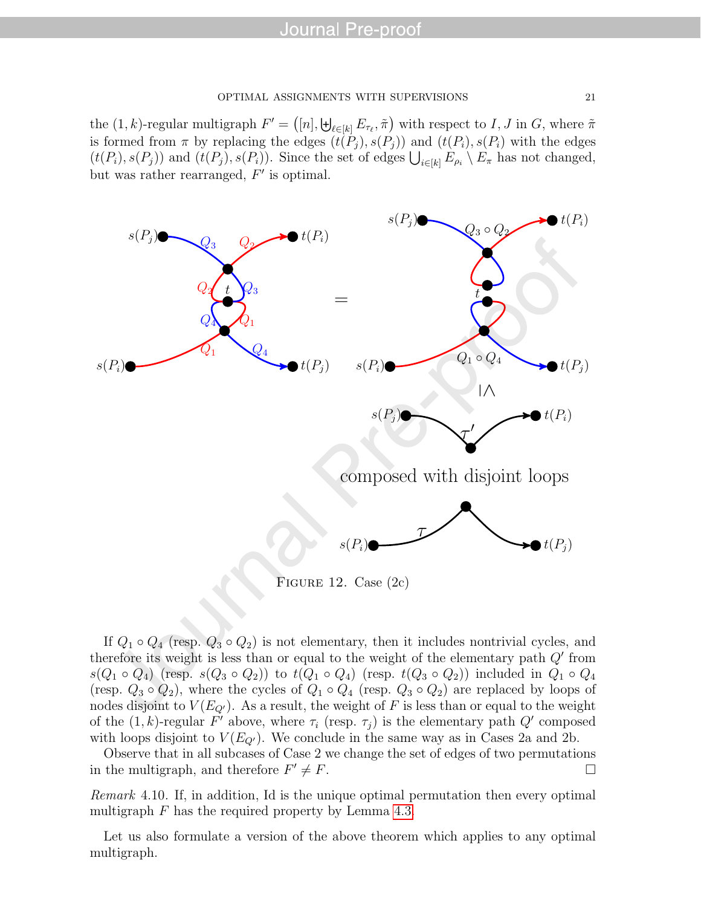the $(1,k)$-regular multigraph $F' = \left([n], \biguplus_{\ell\in[k]} E_{\tau_\ell}, \tilde\pi\right)$ with respect to $I, J$ in $G$, where $\tilde\pi$ is formed from $\pi$ by replacing the edges $(t(P_j), s(P_j))$ and $(t(P_i), s(P_i))$ with the edges $(t(P_i), s(P_j))$ and $(t(P_j), s(P_i))$. Since the set of edges $\bigcup_{i\in[k]} E_{\rho_i} \setminus E_\pi$ has not changed, but was rather rearranged, $F'$ is optimal.

Figure 12. Case (2c)

If $Q_1 \circ Q_4$ (resp. $Q_3 \circ Q_2$) is not elementary, then it includes nontrivial cycles, and therefore its weight is less than or equal to the weight of the elementary path $Q'$ from $s(Q_1 \circ Q_4)$ (resp. $s(Q_3 \circ Q_2)$) to $t(Q_1 \circ Q_4)$ (resp. $t(Q_3 \circ Q_2)$) included in $Q_1 \circ Q_4$ (resp. $Q_3 \circ Q_2$), where the cycles of $Q_1 \circ Q_4$ (resp. $Q_3 \circ Q_2$) are replaced by loops of nodes disjoint to $V(E_{Q'})$. As a result, the weight of $F$ is less than or equal to the weight of the $(1,k)$-regular $F'$ above, where $\tau_i$ (resp. $\tau_j$) is the elementary path $Q'$ composed with loops disjoint to $V(E_{Q'})$. We conclude in the same way as in Cases 2a and 2b.

Observe that in all subcases of Case 2 we change the set of edges of two permutations in the multigraph, and therefore $F' \neq F$. □

*Remark* 4.10. If, in addition, Id is the unique optimal permutation then every optimal multigraph $F$ has the required property by Lemma 4.3.

Let us also formulate a version of the above theorem which applies to any optimal multigraph.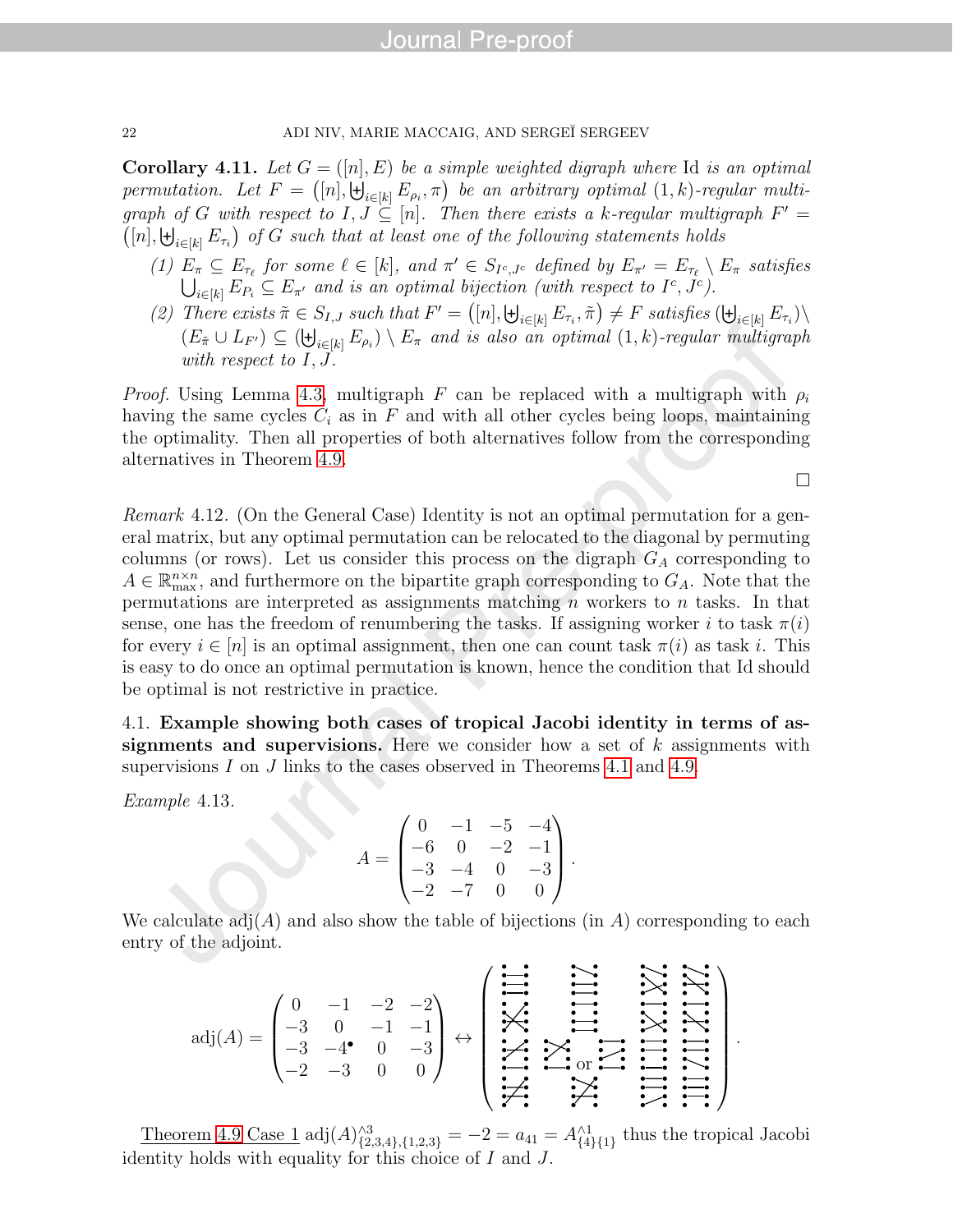**Corollary 4.11.** *Let $G = ([n], E)$ be a simple weighted digraph where* Id *is an optimal permutation. Let $F = \left([n], \biguplus_{i\in[k]} E_{\rho_i}, \pi\right)$ be an arbitrary optimal $(1,k)$-regular multigraph of $G$ with respect to $I, J \subseteq [n]$. Then there exists a $k$-regular multigraph $F' = \left([n], \biguplus_{i\in[k]} E_{\tau_i}\right)$ of $G$ such that at least one of the following statements holds*

*(1) $E_\pi \subseteq E_{\tau_\ell}$ for some $\ell \in [k]$, and $\pi' \in S_{I^c,J^c}$ defined by $E_{\pi'} = E_{\tau_\ell} \setminus E_\pi$ satisfies $\bigcup_{i\in[k]} E_{P_i} \subseteq E_{\pi'}$ and is an optimal bijection (with respect to $I^c, J^c$).*

*(2) There exists $\tilde{\pi} \in S_{I,J}$ such that $F' = \left([n], \biguplus_{i\in[k]} E_{\tau_i}, \tilde{\pi}\right) \neq F$ satisfies $(\biguplus_{i\in[k]} E_{\tau_i}) \setminus (E_{\tilde{\pi}} \cup L_{F'}) \subseteq (\biguplus_{i\in[k]} E_{\rho_i}) \setminus E_\pi$ and is also an optimal $(1,k)$-regular multigraph with respect to $I, J$.*

*Proof.* Using Lemma 4.3, multigraph $F$ can be replaced with a multigraph with $\rho_i$ having the same cycles $C_i$ as in $F$ and with all other cycles being loops, maintaining the optimality. Then all properties of both alternatives follow from the corresponding alternatives in Theorem 4.9. □

*Remark* 4.12. (On the General Case) Identity is not an optimal permutation for a general matrix, but any optimal permutation can be relocated to the diagonal by permuting columns (or rows). Let us consider this process on the digraph $G_A$ corresponding to $A \in \mathbb{R}^{n\times n}_{\max}$, and furthermore on the bipartite graph corresponding to $G_A$. Note that the permutations are interpreted as assignments matching $n$ workers to $n$ tasks. In that sense, one has the freedom of renumbering the tasks. If assigning worker $i$ to task $\pi(i)$ for every $i \in [n]$ is an optimal assignment, then one can count task $\pi(i)$ as task $i$. This is easy to do once an optimal permutation is known, hence the condition that Id should be optimal is not restrictive in practice.

### 4.1. Example showing both cases of tropical Jacobi identity in terms of assignments and supervisions.

Here we consider how a set of $k$ assignments with supervisions $I$ on $J$ links to the cases observed in Theorems 4.1 and 4.9.

*Example* 4.13.

$$A = \begin{pmatrix} 0 & -1 & -5 & -4 \\ -6 & 0 & -2 & -1 \\ -3 & -4 & 0 & -3 \\ -2 & -7 & 0 & 0 \end{pmatrix}.$$

We calculate $\operatorname{adj}(A)$ and also show the table of bijections (in $A$) corresponding to each entry of the adjoint.

$$\operatorname{adj}(A) = \begin{pmatrix} 0 & -1 & -2 & -2 \\ -3 & 0 & -1 & -1 \\ -3 & -4^\bullet & 0 & -3 \\ -2 & -3 & 0 & 0 \end{pmatrix} \leftrightarrow \left( \cdots \right).$$

Theorem 4.9 Case 1 $\operatorname{adj}(A)^{\wedge 3}_{\{2,3,4\},\{1,2,3\}} = -2 = a_{41} = A^{\wedge 1}_{\{4\}\{1\}}$ thus the tropical Jacobi identity holds with equality for this choice of $I$ and $J$.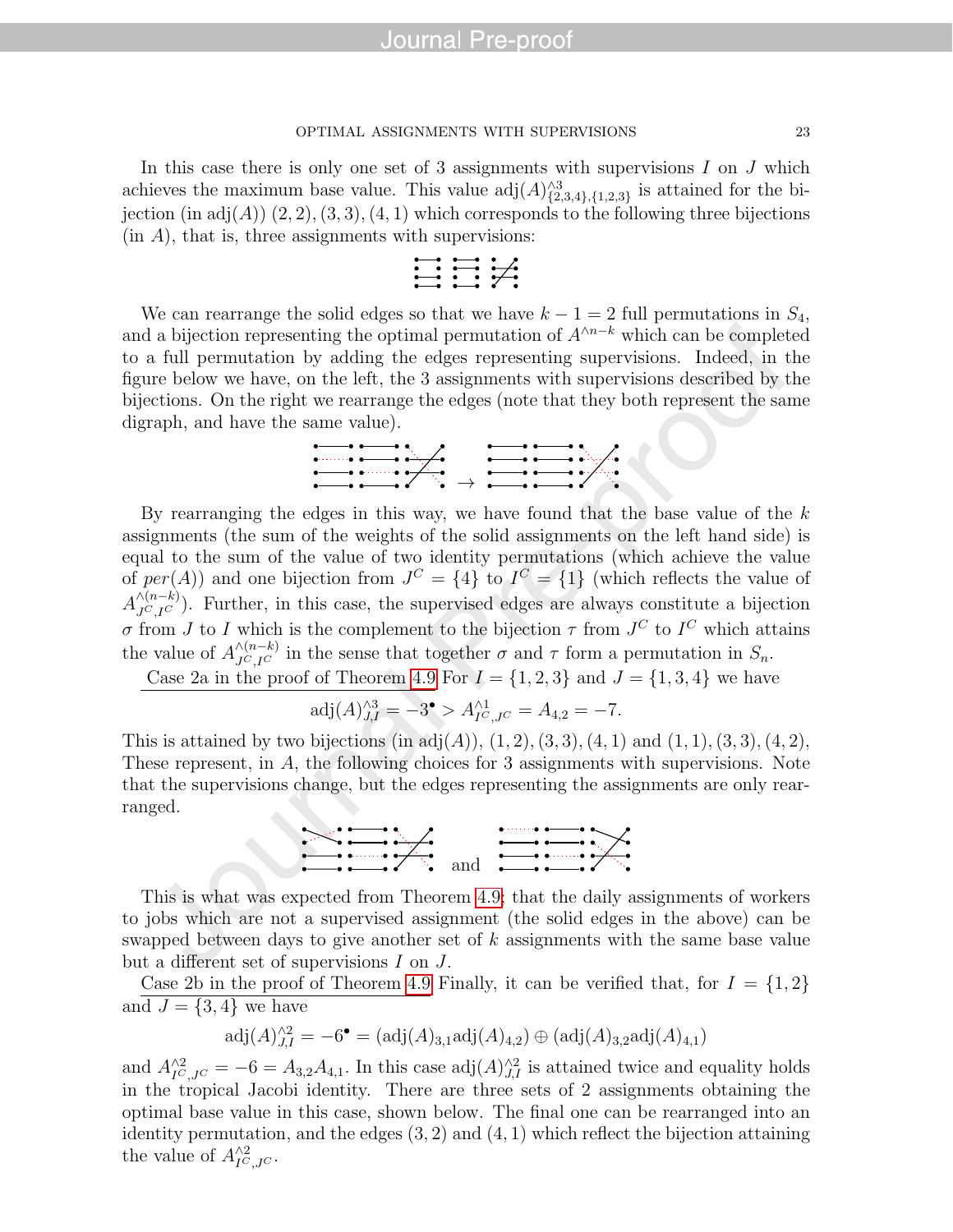In this case there is only one set of 3 assignments with supervisions $I$ on $J$ which achieves the maximum base value. This value $\text{adj}(A)^{\wedge 3}_{\{2,3,4\},\{1,2,3\}}$ is attained for the bijection (in $\text{adj}(A)$) $(2,2),(3,3),(4,1)$ which corresponds to the following three bijections (in $A$), that is, three assignments with supervisions:

We can rearrange the solid edges so that we have $k-1=2$ full permutations in $S_4$, and a bijection representing the optimal permutation of $A^{\wedge n-k}$ which can be completed to a full permutation by adding the edges representing supervisions. Indeed, in the figure below we have, on the left, the 3 assignments with supervisions described by the bijections. On the right we rearrange the edges (note that they both represent the same digraph, and have the same value).

By rearranging the edges in this way, we have found that the base value of the $k$ assignments (the sum of the weights of the solid assignments on the left hand side) is equal to the sum of the value of two identity permutations (which achieve the value of $per(A)$) and one bijection from $J^C = \{4\}$ to $I^C = \{1\}$ (which reflects the value of $A^{\wedge(n-k)}_{J^C,I^C}$). Further, in this case, the supervised edges are always constitute a bijection $\sigma$ from $J$ to $I$ which is the complement to the bijection $\tau$ from $J^C$ to $I^C$ which attains the value of $A^{\wedge(n-k)}_{J^C,I^C}$ in the sense that together $\sigma$ and $\tau$ form a permutation in $S_n$.

Case 2a in the proof of Theorem 4.9 For $I=\{1,2,3\}$ and $J=\{1,3,4\}$ we have

$$\text{adj}(A)^{\wedge 3}_{J,I} = -3^{\bullet} > A^{\wedge 1}_{I^C,J^C} = A_{4,2} = -7.$$

This is attained by two bijections (in $\text{adj}(A)$), $(1,2),(3,3),(4,1)$ and $(1,1),(3,3),(4,2)$, These represent, in $A$, the following choices for 3 assignments with supervisions. Note that the supervisions change, but the edges representing the assignments are only rearranged.

and

This is what was expected from Theorem 4.9: that the daily assignments of workers to jobs which are not a supervised assignment (the solid edges in the above) can be swapped between days to give another set of $k$ assignments with the same base value but a different set of supervisions $I$ on $J$.

Case 2b in the proof of Theorem 4.9 Finally, it can be verified that, for $I=\{1,2\}$ and $J=\{3,4\}$ we have

$$\text{adj}(A)^{\wedge 2}_{J,I} = -6^{\bullet} = (\text{adj}(A)_{3,1}\text{adj}(A)_{4,2}) \oplus (\text{adj}(A)_{3,2}\text{adj}(A)_{4,1})$$

and $A^{\wedge 2}_{I^C,J^C} = -6 = A_{3,2}A_{4,1}$. In this case $\text{adj}(A)^{\wedge 2}_{J,I}$ is attained twice and equality holds in the tropical Jacobi identity. There are three sets of 2 assignments obtaining the optimal base value in this case, shown below. The final one can be rearranged into an identity permutation, and the edges $(3,2)$ and $(4,1)$ which reflect the bijection attaining the value of $A^{\wedge 2}_{I^C,J^C}$.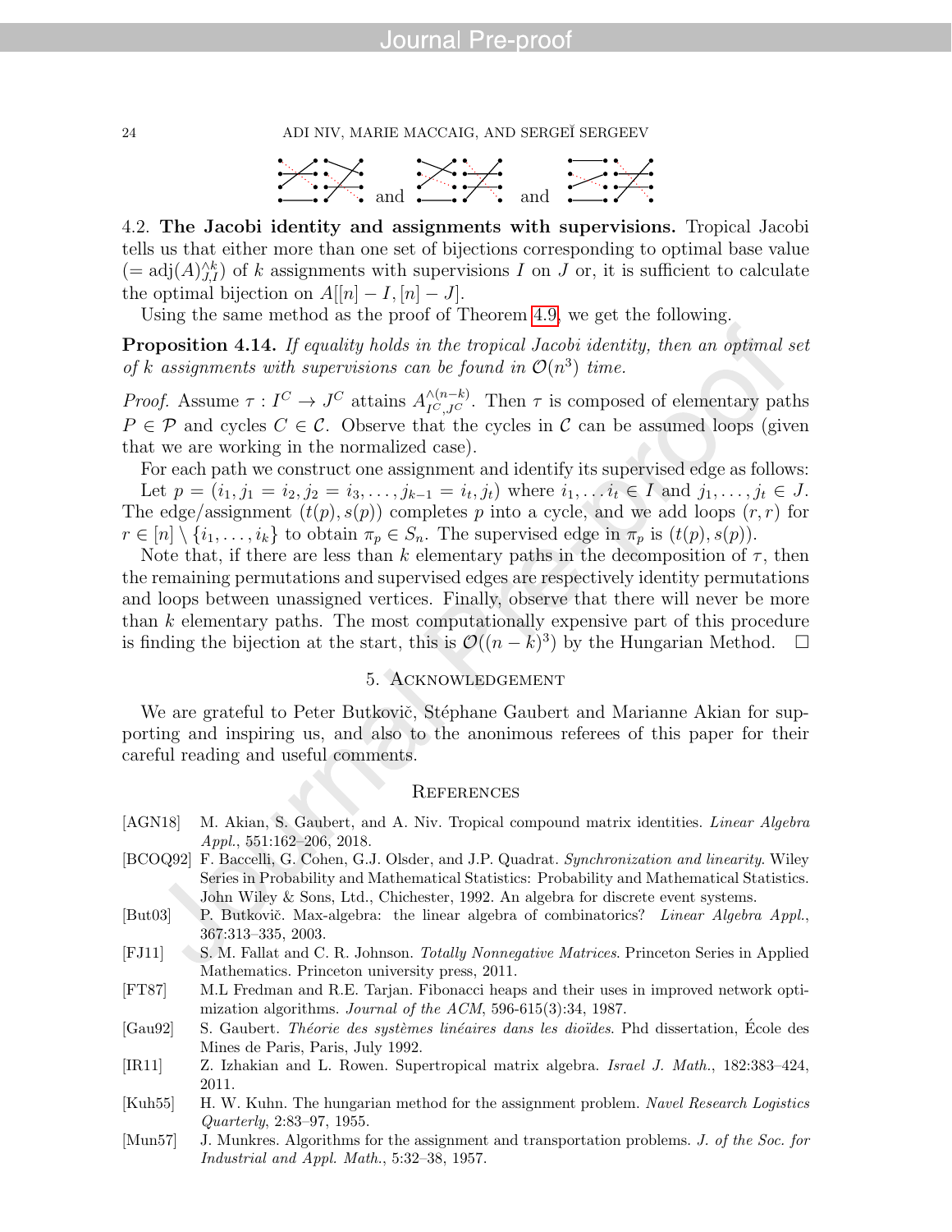and and

### 4.2. The Jacobi identity and assignments with supervisions.

Tropical Jacobi tells us that either more than one set of bijections corresponding to optimal base value ($= \mathrm{adj}(A)^{\wedge k}_{J,I}$) of $k$ assignments with supervisions $I$ on $J$ or, it is sufficient to calculate the optimal bijection on $A[[n]-I,[n]-J]$.

Using the same method as the proof of Theorem 4.9, we get the following.

**Proposition 4.14.** *If equality holds in the tropical Jacobi identity, then an optimal set of $k$ assignments with supervisions can be found in $\mathcal{O}(n^3)$ time.*

*Proof.* Assume $\tau : I^C \to J^C$ attains $A^{\wedge(n-k)}_{I^C,J^C}$. Then $\tau$ is composed of elementary paths $P \in \mathcal{P}$ and cycles $C \in \mathcal{C}$. Observe that the cycles in $\mathcal{C}$ can be assumed loops (given that we are working in the normalized case).

For each path we construct one assignment and identify its supervised edge as follows: Let $p = (i_1, j_1 = i_2, j_2 = i_3, \ldots, j_{k-1} = i_t, j_t)$ where $i_1, \ldots i_t \in I$ and $j_1, \ldots, j_t \in J$. The edge/assignment $(t(p), s(p))$ completes $p$ into a cycle, and we add loops $(r, r)$ for $r \in [n] \setminus \{i_1, \ldots, i_k\}$ to obtain $\pi_p \in S_n$. The supervised edge in $\pi_p$ is $(t(p), s(p))$.

Note that, if there are less than $k$ elementary paths in the decomposition of $\tau$, then the remaining permutations and supervised edges are respectively identity permutations and loops between unassigned vertices. Finally, observe that there will never be more than $k$ elementary paths. The most computationally expensive part of this procedure is finding the bijection at the start, this is $\mathcal{O}((n-k)^3)$ by the Hungarian Method. □

## 5. Acknowledgement

We are grateful to Peter Butkovič, Stéphane Gaubert and Marianne Akian for supporting and inspiring us, and also to the anonimous referees of this paper for their careful reading and useful comments.

## References

[AGN18] M. Akian, S. Gaubert, and A. Niv. Tropical compound matrix identities. *Linear Algebra Appl.*, 551:162–206, 2018.

[BCOQ92] F. Baccelli, G. Cohen, G.J. Olsder, and J.P. Quadrat. *Synchronization and linearity*. Wiley Series in Probability and Mathematical Statistics: Probability and Mathematical Statistics. John Wiley & Sons, Ltd., Chichester, 1992. An algebra for discrete event systems.

[But03] P. Butkovič. Max-algebra: the linear algebra of combinatorics? *Linear Algebra Appl.*, 367:313–335, 2003.

[FJ11] S. M. Fallat and C. R. Johnson. *Totally Nonnegative Matrices*. Princeton Series in Applied Mathematics. Princeton university press, 2011.

[FT87] M.L Fredman and R.E. Tarjan. Fibonacci heaps and their uses in improved network optimization algorithms. *Journal of the ACM*, 596-615(3):34, 1987.

[Gau92] S. Gaubert. *Théorie des systèmes linéaires dans les dioïdes*. Phd dissertation, École des Mines de Paris, Paris, July 1992.

[IR11] Z. Izhakian and L. Rowen. Supertropical matrix algebra. *Israel J. Math.*, 182:383–424, 2011.

[Kuh55] H. W. Kuhn. The hungarian method for the assignment problem. *Navel Research Logistics Quarterly*, 2:83–97, 1955.

[Mun57] J. Munkres. Algorithms for the assignment and transportation problems. *J. of the Soc. for Industrial and Appl. Math.*, 5:32–38, 1957.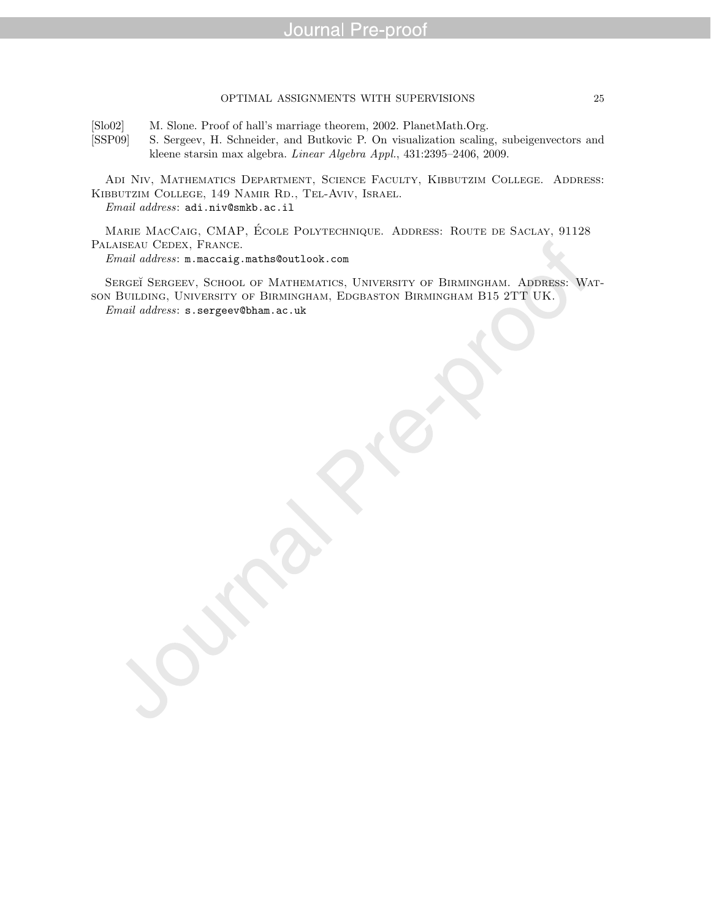[Slo02] M. Slone. Proof of hall's marriage theorem, 2002. PlanetMath.Org.

[SSP09] S. Sergeev, H. Schneider, and Butkovic P. On visualization scaling, subeigenvectors and kleene starsin max algebra. *Linear Algebra Appl.*, 431:2395–2406, 2009.

Adi Niv, Mathematics Department, Science Faculty, Kibbutzim College. Address: Kibbutzim College, 149 Namir Rd., Tel-Aviv, Israel.
*Email address*: adi.niv@smkb.ac.il

Marie MacCaig, CMAP, École Polytechnique. Address: Route de Saclay, 91128 Palaiseau Cedex, France.
*Email address*: m.maccaig.maths@outlook.com

Sergeĭ Sergeev, School of Mathematics, University of Birmingham. Address: Watson Building, University of Birmingham, Edgbaston Birmingham B15 2TT UK.
*Email address*: s.sergeev@bham.ac.uk